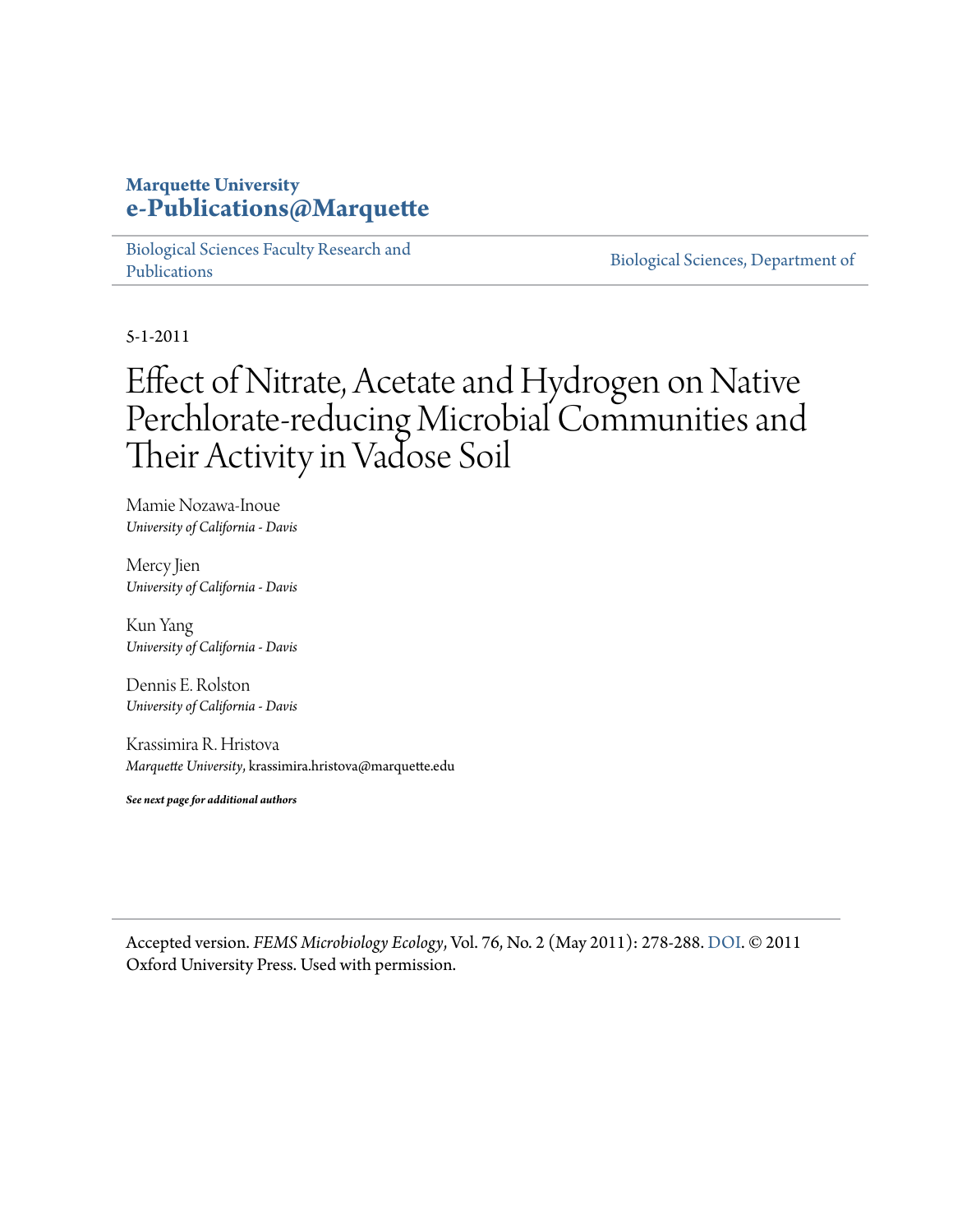**Marquette University**
**e-Publications@Marquette**

Biological Sciences Faculty Research and Publications | Biological Sciences, Department of

5-1-2011

# Effect of Nitrate, Acetate and Hydrogen on Native Perchlorate-reducing Microbial Communities and Their Activity in Vadose Soil

Mamie Nozawa-Inoue
*University of California - Davis*

Mercy Jien
*University of California - Davis*

Kun Yang
*University of California - Davis*

Dennis E. Rolston
*University of California - Davis*

Krassimira R. Hristova
*Marquette University*, krassimira.hristova@marquette.edu

***See next page for additional authors***

Accepted version. *FEMS Microbiology Ecology*, Vol. 76, No. 2 (May 2011): 278-288. DOI. © 2011 Oxford University Press. Used with permission.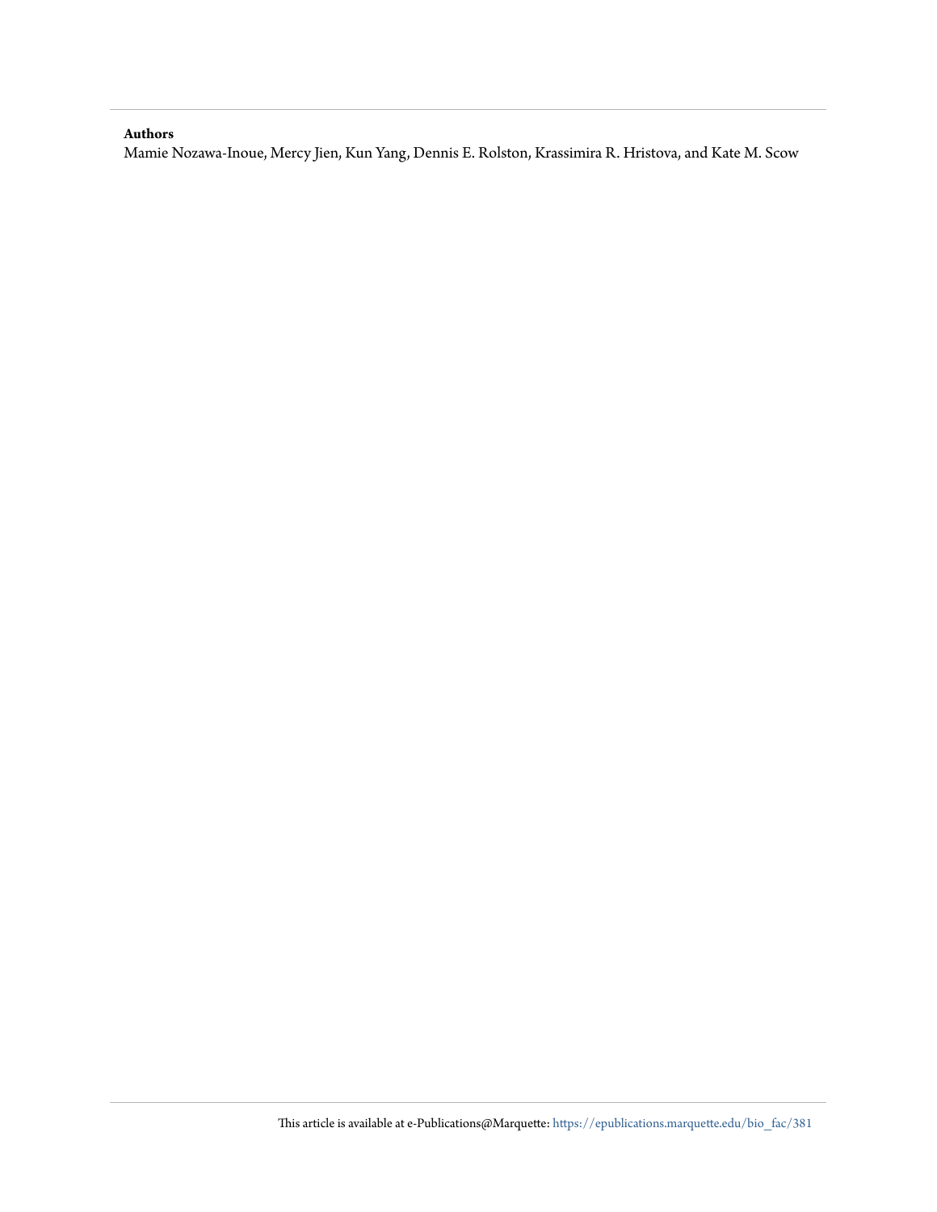**Authors**

Mamie Nozawa-Inoue, Mercy Jien, Kun Yang, Dennis E. Rolston, Krassimira R. Hristova, and Kate M. Scow

This article is available at e-Publications@Marquette: https://epublications.marquette.edu/bio_fac/381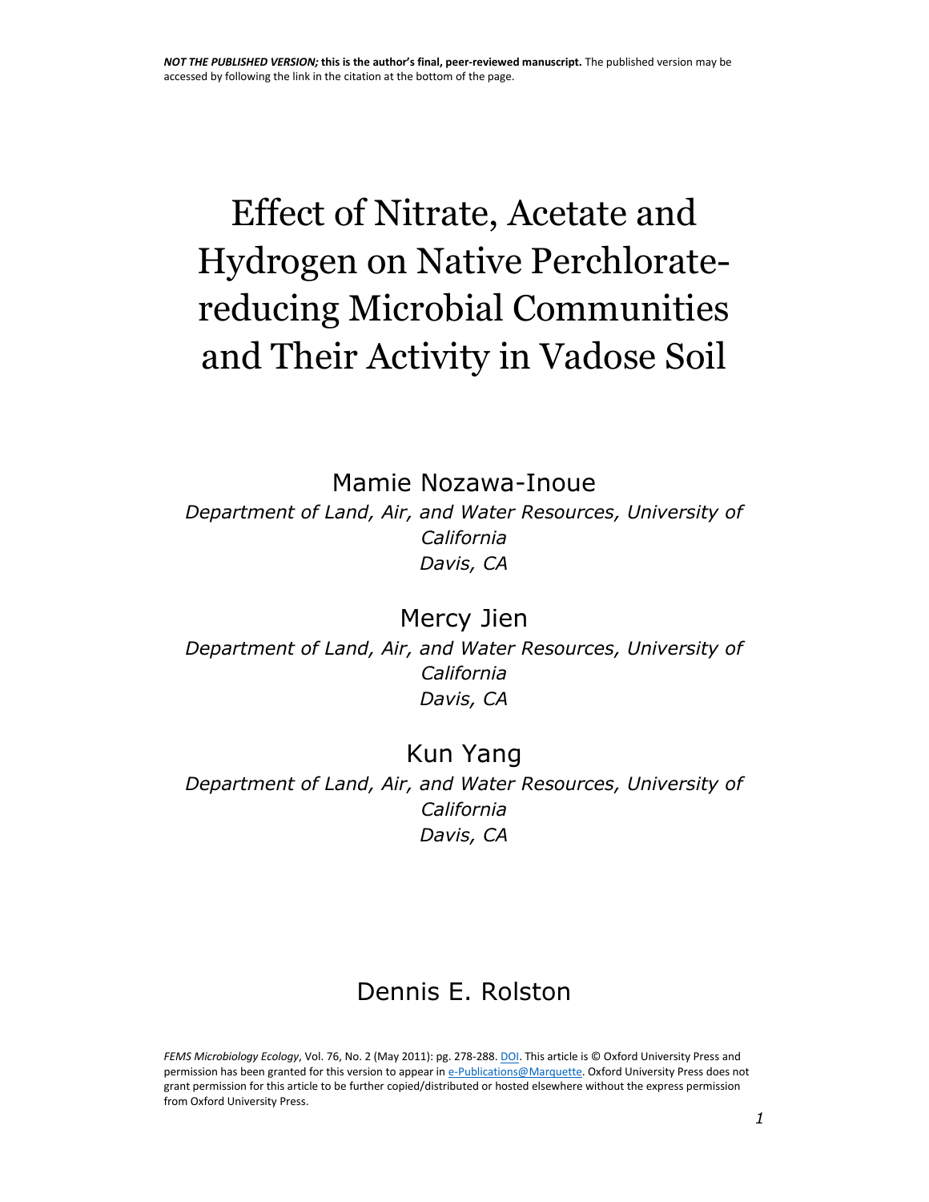**NOT THE PUBLISHED VERSION; this is the author's final, peer-reviewed manuscript.** The published version may be accessed by following the link in the citation at the bottom of the page.

# Effect of Nitrate, Acetate and Hydrogen on Native Perchlorate-reducing Microbial Communities and Their Activity in Vadose Soil

Mamie Nozawa-Inoue

*Department of Land, Air, and Water Resources, University of California*
*Davis, CA*

Mercy Jien

*Department of Land, Air, and Water Resources, University of California*
*Davis, CA*

Kun Yang

*Department of Land, Air, and Water Resources, University of California*
*Davis, CA*

Dennis E. Rolston

*FEMS Microbiology Ecology*, Vol. 76, No. 2 (May 2011): pg. 278-288. DOI. This article is © Oxford University Press and permission has been granted for this version to appear in e-Publications@Marquette. Oxford University Press does not grant permission for this article to be further copied/distributed or hosted elsewhere without the express permission from Oxford University Press.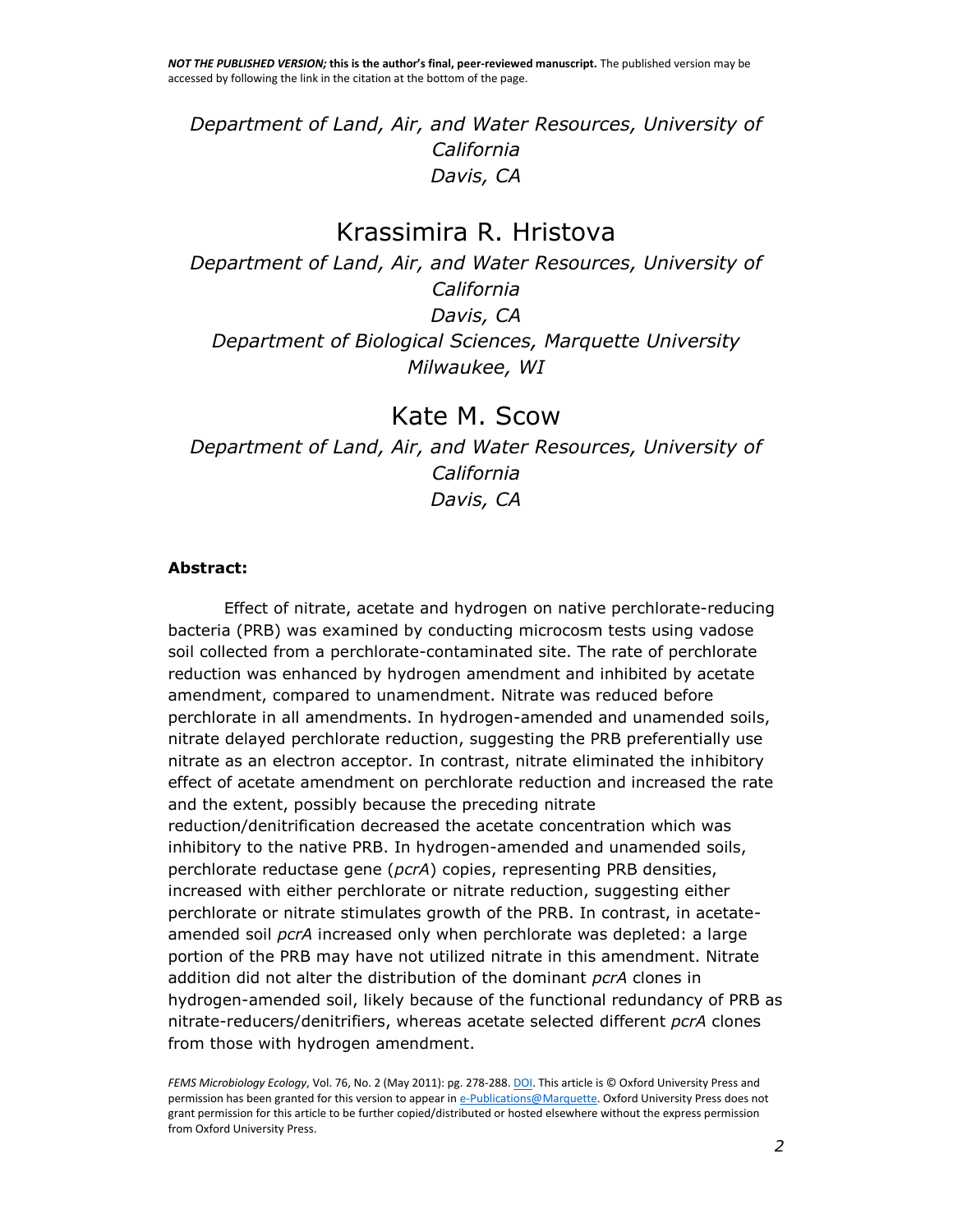*Department of Land, Air, and Water Resources, University of California*
*Davis, CA*

## Krassimira R. Hristova

*Department of Land, Air, and Water Resources, University of California*
*Davis, CA*
*Department of Biological Sciences, Marquette University*
*Milwaukee, WI*

## Kate M. Scow

*Department of Land, Air, and Water Resources, University of California*
*Davis, CA*

**Abstract:**

Effect of nitrate, acetate and hydrogen on native perchlorate-reducing bacteria (PRB) was examined by conducting microcosm tests using vadose soil collected from a perchlorate-contaminated site. The rate of perchlorate reduction was enhanced by hydrogen amendment and inhibited by acetate amendment, compared to unamendment. Nitrate was reduced before perchlorate in all amendments. In hydrogen-amended and unamended soils, nitrate delayed perchlorate reduction, suggesting the PRB preferentially use nitrate as an electron acceptor. In contrast, nitrate eliminated the inhibitory effect of acetate amendment on perchlorate reduction and increased the rate and the extent, possibly because the preceding nitrate reduction/denitrification decreased the acetate concentration which was inhibitory to the native PRB. In hydrogen-amended and unamended soils, perchlorate reductase gene (*pcrA*) copies, representing PRB densities, increased with either perchlorate or nitrate reduction, suggesting either perchlorate or nitrate stimulates growth of the PRB. In contrast, in acetate-amended soil *pcrA* increased only when perchlorate was depleted: a large portion of the PRB may have not utilized nitrate in this amendment. Nitrate addition did not alter the distribution of the dominant *pcrA* clones in hydrogen-amended soil, likely because of the functional redundancy of PRB as nitrate-reducers/denitrifiers, whereas acetate selected different *pcrA* clones from those with hydrogen amendment.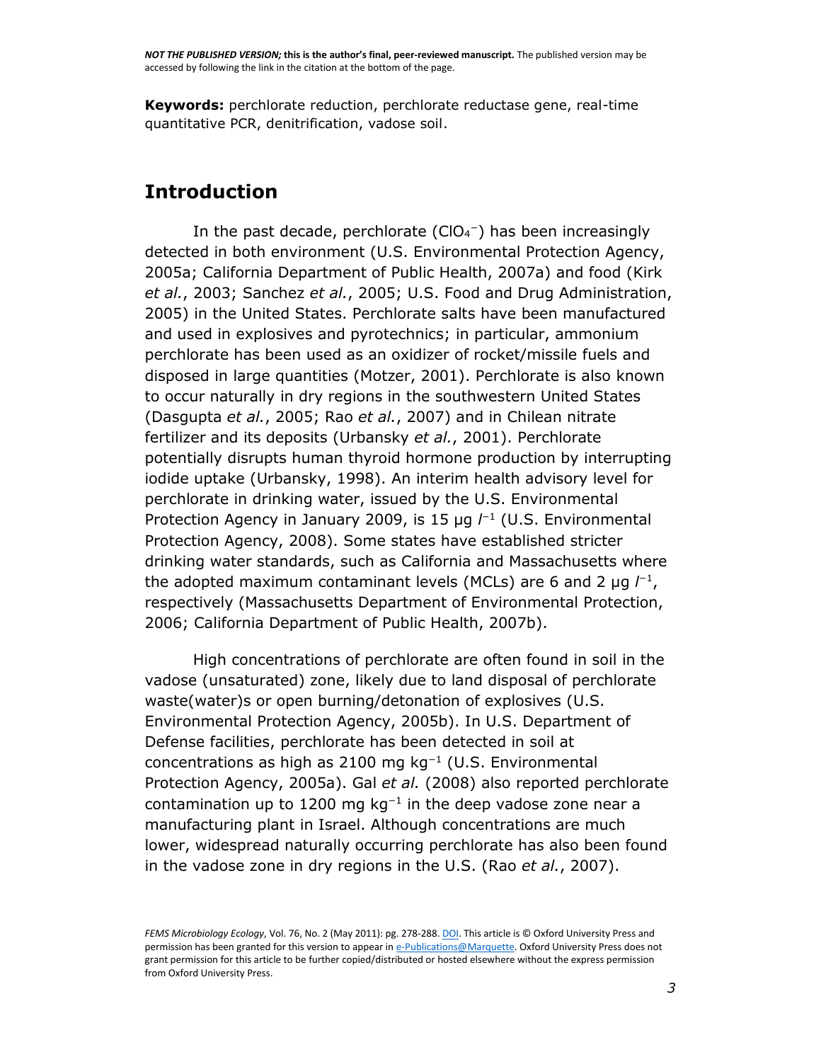**Keywords:** perchlorate reduction, perchlorate reductase gene, real-time quantitative PCR, denitrification, vadose soil.

## Introduction

In the past decade, perchlorate ($ClO_4^-$) has been increasingly detected in both environment (U.S. Environmental Protection Agency, 2005a; California Department of Public Health, 2007a) and food (Kirk *et al.*, 2003; Sanchez *et al.*, 2005; U.S. Food and Drug Administration, 2005) in the United States. Perchlorate salts have been manufactured and used in explosives and pyrotechnics; in particular, ammonium perchlorate has been used as an oxidizer of rocket/missile fuels and disposed in large quantities (Motzer, 2001). Perchlorate is also known to occur naturally in dry regions in the southwestern United States (Dasgupta *et al.*, 2005; Rao *et al.*, 2007) and in Chilean nitrate fertilizer and its deposits (Urbansky *et al.*, 2001). Perchlorate potentially disrupts human thyroid hormone production by interrupting iodide uptake (Urbansky, 1998). An interim health advisory level for perchlorate in drinking water, issued by the U.S. Environmental Protection Agency in January 2009, is 15 μg $l^{-1}$ (U.S. Environmental Protection Agency, 2008). Some states have established stricter drinking water standards, such as California and Massachusetts where the adopted maximum contaminant levels (MCLs) are 6 and 2 μg $l^{-1}$, respectively (Massachusetts Department of Environmental Protection, 2006; California Department of Public Health, 2007b).

High concentrations of perchlorate are often found in soil in the vadose (unsaturated) zone, likely due to land disposal of perchlorate waste(water)s or open burning/detonation of explosives (U.S. Environmental Protection Agency, 2005b). In U.S. Department of Defense facilities, perchlorate has been detected in soil at concentrations as high as 2100 mg $kg^{-1}$ (U.S. Environmental Protection Agency, 2005a). Gal *et al.* (2008) also reported perchlorate contamination up to 1200 mg $kg^{-1}$ in the deep vadose zone near a manufacturing plant in Israel. Although concentrations are much lower, widespread naturally occurring perchlorate has also been found in the vadose zone in dry regions in the U.S. (Rao *et al.*, 2007).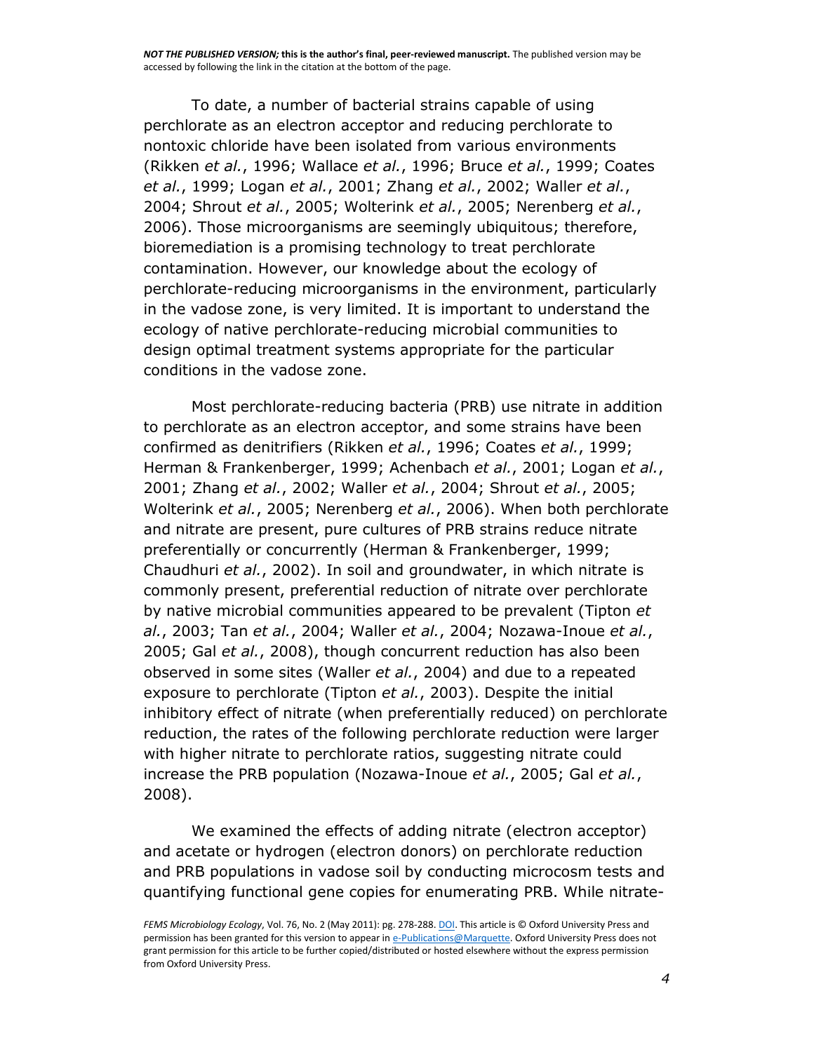To date, a number of bacterial strains capable of using perchlorate as an electron acceptor and reducing perchlorate to nontoxic chloride have been isolated from various environments (Rikken *et al.*, 1996; Wallace *et al.*, 1996; Bruce *et al.*, 1999; Coates *et al.*, 1999; Logan *et al.*, 2001; Zhang *et al.*, 2002; Waller *et al.*, 2004; Shrout *et al.*, 2005; Wolterink *et al.*, 2005; Nerenberg *et al.*, 2006). Those microorganisms are seemingly ubiquitous; therefore, bioremediation is a promising technology to treat perchlorate contamination. However, our knowledge about the ecology of perchlorate-reducing microorganisms in the environment, particularly in the vadose zone, is very limited. It is important to understand the ecology of native perchlorate-reducing microbial communities to design optimal treatment systems appropriate for the particular conditions in the vadose zone.

Most perchlorate-reducing bacteria (PRB) use nitrate in addition to perchlorate as an electron acceptor, and some strains have been confirmed as denitrifiers (Rikken *et al.*, 1996; Coates *et al.*, 1999; Herman & Frankenberger, 1999; Achenbach *et al.*, 2001; Logan *et al.*, 2001; Zhang *et al.*, 2002; Waller *et al.*, 2004; Shrout *et al.*, 2005; Wolterink *et al.*, 2005; Nerenberg *et al.*, 2006). When both perchlorate and nitrate are present, pure cultures of PRB strains reduce nitrate preferentially or concurrently (Herman & Frankenberger, 1999; Chaudhuri *et al.*, 2002). In soil and groundwater, in which nitrate is commonly present, preferential reduction of nitrate over perchlorate by native microbial communities appeared to be prevalent (Tipton *et al.*, 2003; Tan *et al.*, 2004; Waller *et al.*, 2004; Nozawa-Inoue *et al.*, 2005; Gal *et al.*, 2008), though concurrent reduction has also been observed in some sites (Waller *et al.*, 2004) and due to a repeated exposure to perchlorate (Tipton *et al.*, 2003). Despite the initial inhibitory effect of nitrate (when preferentially reduced) on perchlorate reduction, the rates of the following perchlorate reduction were larger with higher nitrate to perchlorate ratios, suggesting nitrate could increase the PRB population (Nozawa-Inoue *et al.*, 2005; Gal *et al.*, 2008).

We examined the effects of adding nitrate (electron acceptor) and acetate or hydrogen (electron donors) on perchlorate reduction and PRB populations in vadose soil by conducting microcosm tests and quantifying functional gene copies for enumerating PRB. While nitrate-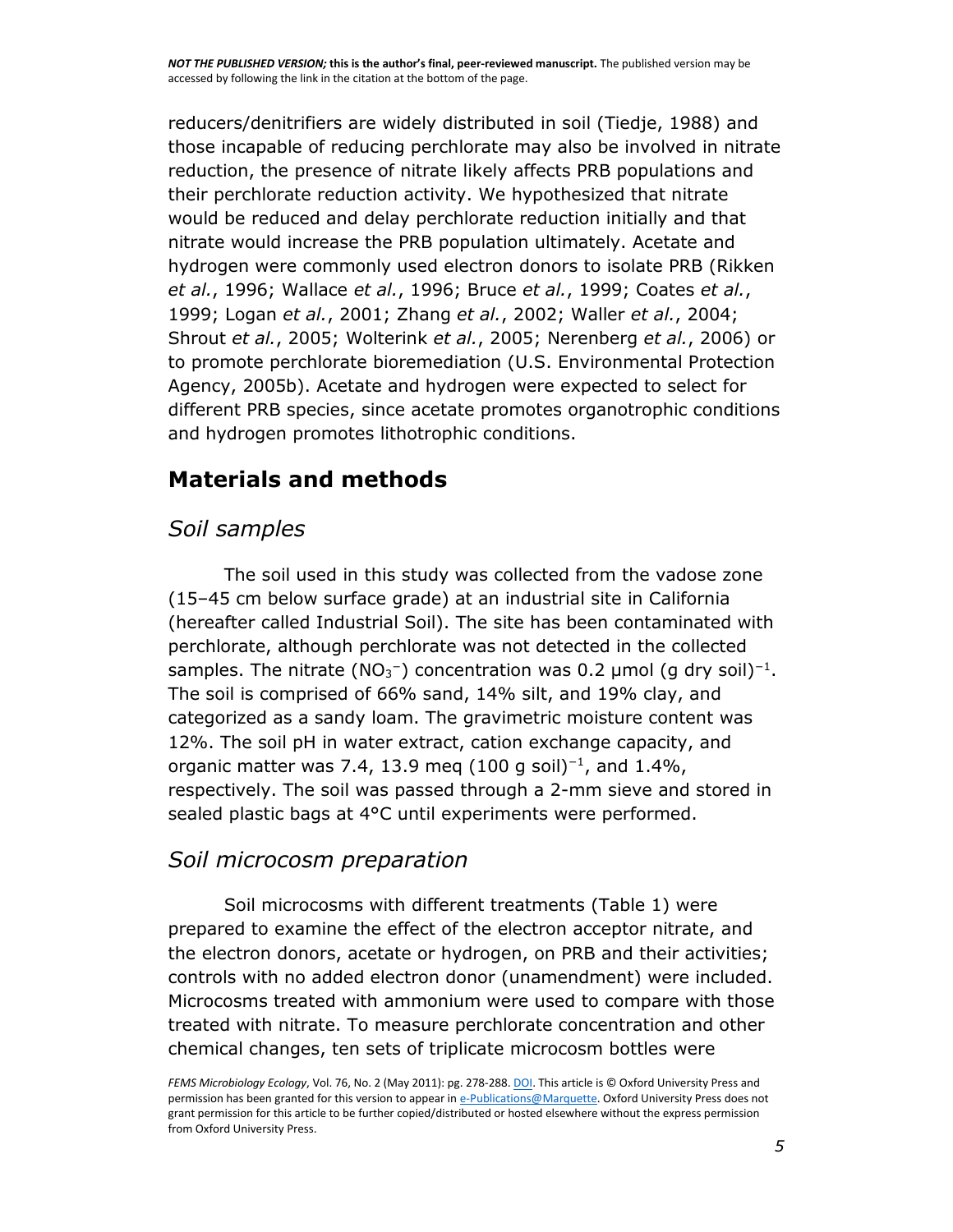reducers/denitrifiers are widely distributed in soil (Tiedje, 1988) and those incapable of reducing perchlorate may also be involved in nitrate reduction, the presence of nitrate likely affects PRB populations and their perchlorate reduction activity. We hypothesized that nitrate would be reduced and delay perchlorate reduction initially and that nitrate would increase the PRB population ultimately. Acetate and hydrogen were commonly used electron donors to isolate PRB (Rikken *et al.*, 1996; Wallace *et al.*, 1996; Bruce *et al.*, 1999; Coates *et al.*, 1999; Logan *et al.*, 2001; Zhang *et al.*, 2002; Waller *et al.*, 2004; Shrout *et al.*, 2005; Wolterink *et al.*, 2005; Nerenberg *et al.*, 2006) or to promote perchlorate bioremediation (U.S. Environmental Protection Agency, 2005b). Acetate and hydrogen were expected to select for different PRB species, since acetate promotes organotrophic conditions and hydrogen promotes lithotrophic conditions.

## Materials and methods

### *Soil samples*

The soil used in this study was collected from the vadose zone (15–45 cm below surface grade) at an industrial site in California (hereafter called Industrial Soil). The site has been contaminated with perchlorate, although perchlorate was not detected in the collected samples. The nitrate ($NO_3^-$) concentration was 0.2 μmol (g dry soil)$^{-1}$. The soil is comprised of 66% sand, 14% silt, and 19% clay, and categorized as a sandy loam. The gravimetric moisture content was 12%. The soil pH in water extract, cation exchange capacity, and organic matter was 7.4, 13.9 meq (100 g soil)$^{-1}$, and 1.4%, respectively. The soil was passed through a 2-mm sieve and stored in sealed plastic bags at 4°C until experiments were performed.

### *Soil microcosm preparation*

Soil microcosms with different treatments (Table 1) were prepared to examine the effect of the electron acceptor nitrate, and the electron donors, acetate or hydrogen, on PRB and their activities; controls with no added electron donor (unamendment) were included. Microcosms treated with ammonium were used to compare with those treated with nitrate. To measure perchlorate concentration and other chemical changes, ten sets of triplicate microcosm bottles were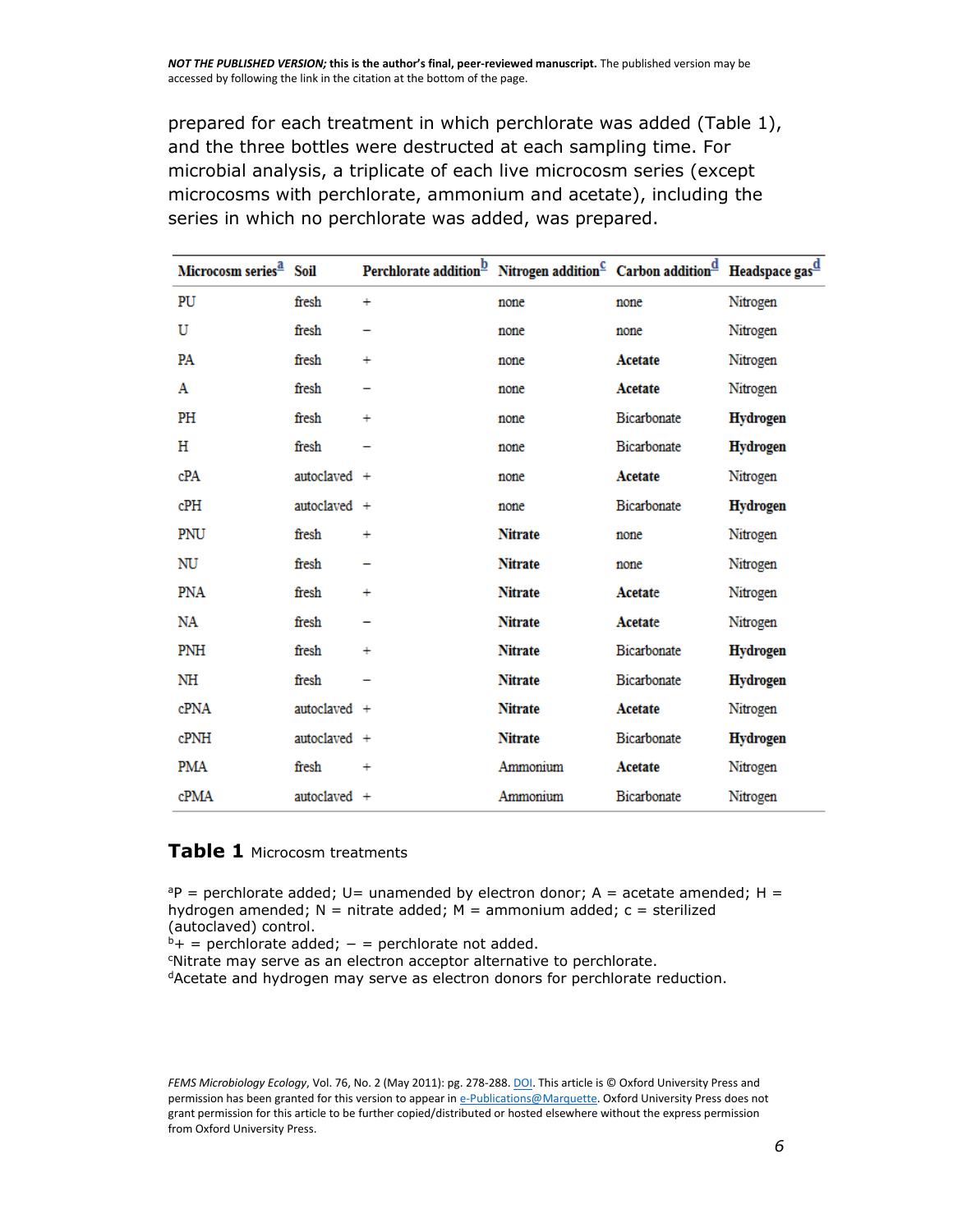prepared for each treatment in which perchlorate was added (Table 1), and the three bottles were destructed at each sampling time. For microbial analysis, a triplicate of each live microcosm series (except microcosms with perchlorate, ammonium and acetate), including the series in which no perchlorate was added, was prepared.

| Microcosm series[a] | Soil | Perchlorate addition[b] | Nitrogen addition[c] | Carbon addition[d] | Headspace gas[d] |
|---|---|---|---|---|---|
| PU | fresh | + | none | none | Nitrogen |
| U | fresh | − | none | none | Nitrogen |
| PA | fresh | + | none | **Acetate** | Nitrogen |
| A | fresh | − | none | **Acetate** | Nitrogen |
| PH | fresh | + | none | Bicarbonate | **Hydrogen** |
| H | fresh | − | none | Bicarbonate | **Hydrogen** |
| cPA | autoclaved | + | none | **Acetate** | Nitrogen |
| cPH | autoclaved | + | none | Bicarbonate | **Hydrogen** |
| PNU | fresh | + | **Nitrate** | none | Nitrogen |
| NU | fresh | − | **Nitrate** | none | Nitrogen |
| PNA | fresh | + | **Nitrate** | **Acetate** | Nitrogen |
| NA | fresh | − | **Nitrate** | **Acetate** | Nitrogen |
| PNH | fresh | + | **Nitrate** | Bicarbonate | **Hydrogen** |
| NH | fresh | − | **Nitrate** | Bicarbonate | **Hydrogen** |
| cPNA | autoclaved | + | **Nitrate** | **Acetate** | Nitrogen |
| cPNH | autoclaved | + | **Nitrate** | Bicarbonate | **Hydrogen** |
| PMA | fresh | + | Ammonium | **Acetate** | Nitrogen |
| cPMA | autoclaved | + | Ammonium | Bicarbonate | Nitrogen |

**Table 1** Microcosm treatments

[a]P = perchlorate added; U= unamended by electron donor; A = acetate amended; H = hydrogen amended; N = nitrate added; M = ammonium added; c = sterilized (autoclaved) control.
[b]+ = perchlorate added; − = perchlorate not added.
[c]Nitrate may serve as an electron acceptor alternative to perchlorate.
[d]Acetate and hydrogen may serve as electron donors for perchlorate reduction.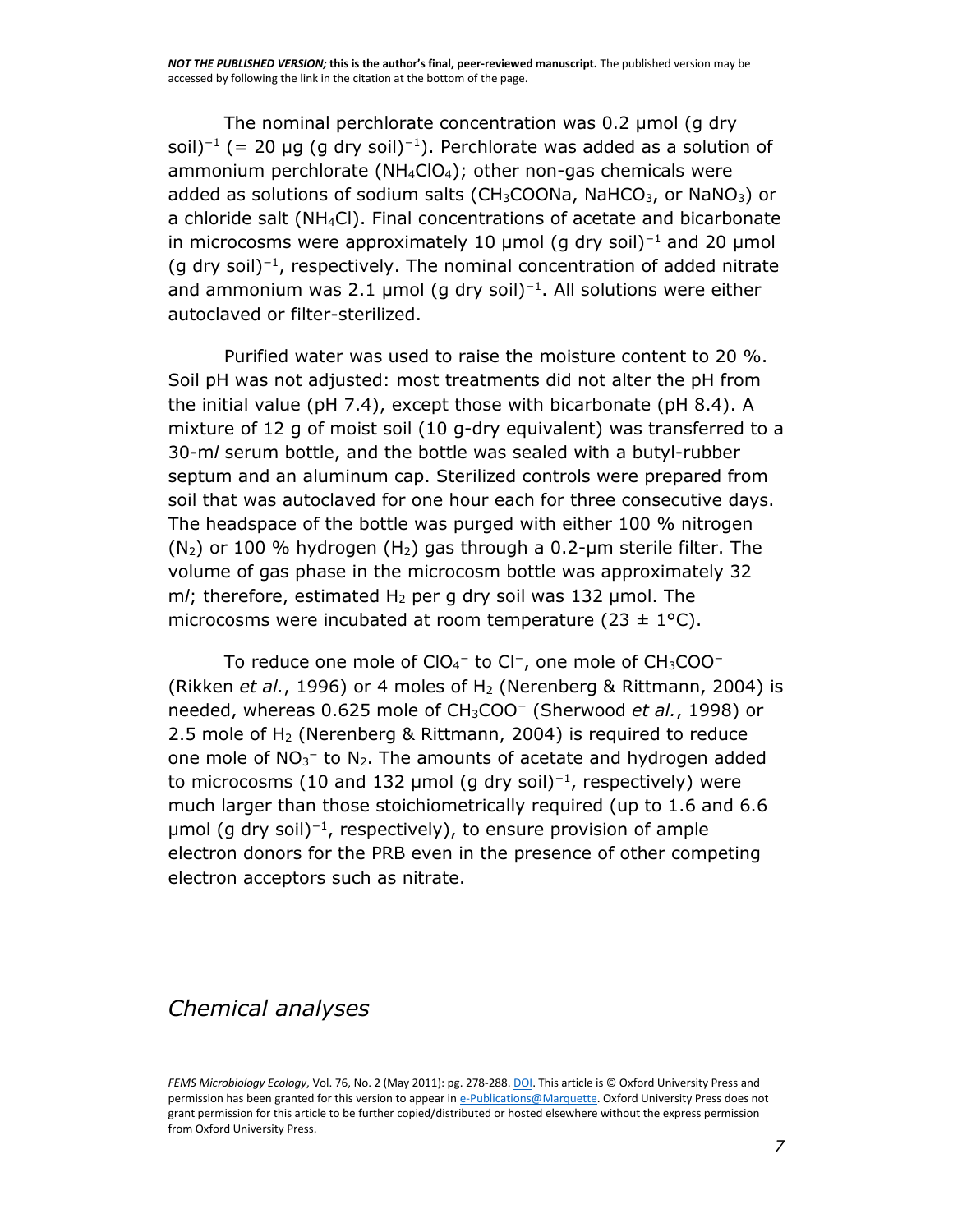The nominal perchlorate concentration was 0.2 μmol (g dry soil)$^{-1}$ (= 20 μg (g dry soil)$^{-1}$). Perchlorate was added as a solution of ammonium perchlorate ($NH_4ClO_4$); other non-gas chemicals were added as solutions of sodium salts ($CH_3COONa$, $NaHCO_3$, or $NaNO_3$) or a chloride salt ($NH_4Cl$). Final concentrations of acetate and bicarbonate in microcosms were approximately 10 μmol (g dry soil)$^{-1}$ and 20 μmol (g dry soil)$^{-1}$, respectively. The nominal concentration of added nitrate and ammonium was 2.1 μmol (g dry soil)$^{-1}$. All solutions were either autoclaved or filter-sterilized.

Purified water was used to raise the moisture content to 20 %. Soil pH was not adjusted: most treatments did not alter the pH from the initial value (pH 7.4), except those with bicarbonate (pH 8.4). A mixture of 12 g of moist soil (10 g-dry equivalent) was transferred to a 30-m*l* serum bottle, and the bottle was sealed with a butyl-rubber septum and an aluminum cap. Sterilized controls were prepared from soil that was autoclaved for one hour each for three consecutive days. The headspace of the bottle was purged with either 100 % nitrogen ($N_2$) or 100 % hydrogen ($H_2$) gas through a 0.2-μm sterile filter. The volume of gas phase in the microcosm bottle was approximately 32 m*l*; therefore, estimated $H_2$ per g dry soil was 132 μmol. The microcosms were incubated at room temperature (23 ± 1°C).

To reduce one mole of $ClO_4^-$ to $Cl^-$, one mole of $CH_3COO^-$ (Rikken *et al.*, 1996) or 4 moles of $H_2$ (Nerenberg & Rittmann, 2004) is needed, whereas 0.625 mole of $CH_3COO^-$ (Sherwood *et al.*, 1998) or 2.5 mole of $H_2$ (Nerenberg & Rittmann, 2004) is required to reduce one mole of $NO_3^-$ to $N_2$. The amounts of acetate and hydrogen added to microcosms (10 and 132 μmol (g dry soil)$^{-1}$, respectively) were much larger than those stoichiometrically required (up to 1.6 and 6.6 μmol (g dry soil)$^{-1}$, respectively), to ensure provision of ample electron donors for the PRB even in the presence of other competing electron acceptors such as nitrate.

## *Chemical analyses*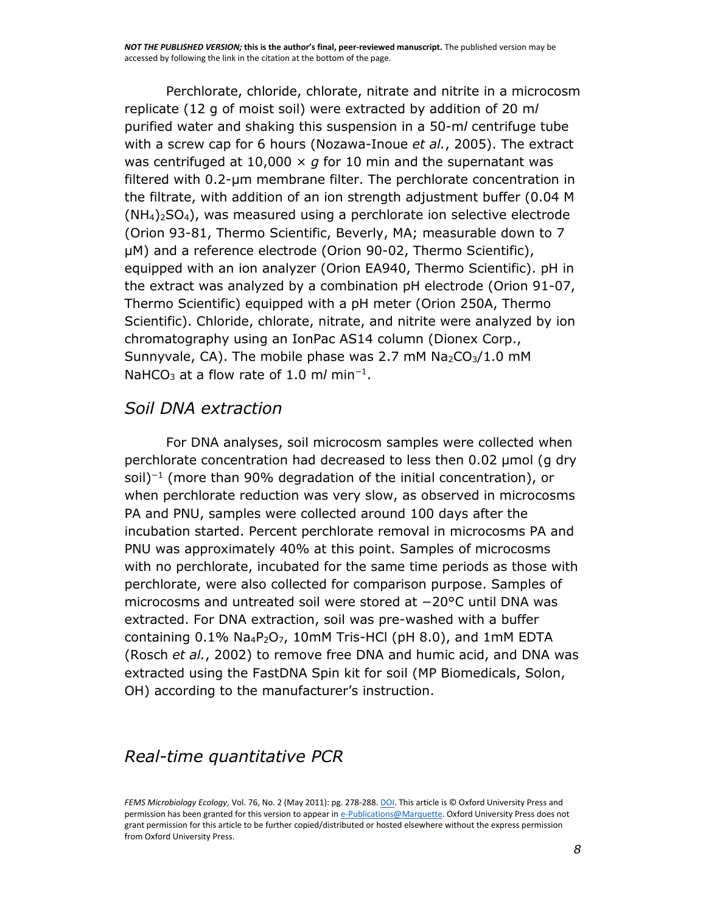Perchlorate, chloride, chlorate, nitrate and nitrite in a microcosm replicate (12 g of moist soil) were extracted by addition of 20 m*l* purified water and shaking this suspension in a 50-m*l* centrifuge tube with a screw cap for 6 hours (Nozawa-Inoue *et al.*, 2005). The extract was centrifuged at 10,000 × *g* for 10 min and the supernatant was filtered with 0.2-μm membrane filter. The perchlorate concentration in the filtrate, with addition of an ion strength adjustment buffer (0.04 M $(NH_4)_2SO_4$), was measured using a perchlorate ion selective electrode (Orion 93-81, Thermo Scientific, Beverly, MA; measurable down to 7 μM) and a reference electrode (Orion 90-02, Thermo Scientific), equipped with an ion analyzer (Orion EA940, Thermo Scientific). pH in the extract was analyzed by a combination pH electrode (Orion 91-07, Thermo Scientific) equipped with a pH meter (Orion 250A, Thermo Scientific). Chloride, chlorate, nitrate, and nitrite were analyzed by ion chromatography using an IonPac AS14 column (Dionex Corp., Sunnyvale, CA). The mobile phase was 2.7 mM $Na_2CO_3$/1.0 mM $NaHCO_3$ at a flow rate of 1.0 m*l* $min^{-1}$.

## *Soil DNA extraction*

For DNA analyses, soil microcosm samples were collected when perchlorate concentration had decreased to less then 0.02 μmol (g dry soil)$^{-1}$ (more than 90% degradation of the initial concentration), or when perchlorate reduction was very slow, as observed in microcosms PA and PNU, samples were collected around 100 days after the incubation started. Percent perchlorate removal in microcosms PA and PNU was approximately 40% at this point. Samples of microcosms with no perchlorate, incubated for the same time periods as those with perchlorate, were also collected for comparison purpose. Samples of microcosms and untreated soil were stored at −20°C until DNA was extracted. For DNA extraction, soil was pre-washed with a buffer containing 0.1% $Na_4P_2O_7$, 10mM Tris-HCl (pH 8.0), and 1mM EDTA (Rosch *et al.*, 2002) to remove free DNA and humic acid, and DNA was extracted using the FastDNA Spin kit for soil (MP Biomedicals, Solon, OH) according to the manufacturer's instruction.

## *Real-time quantitative PCR*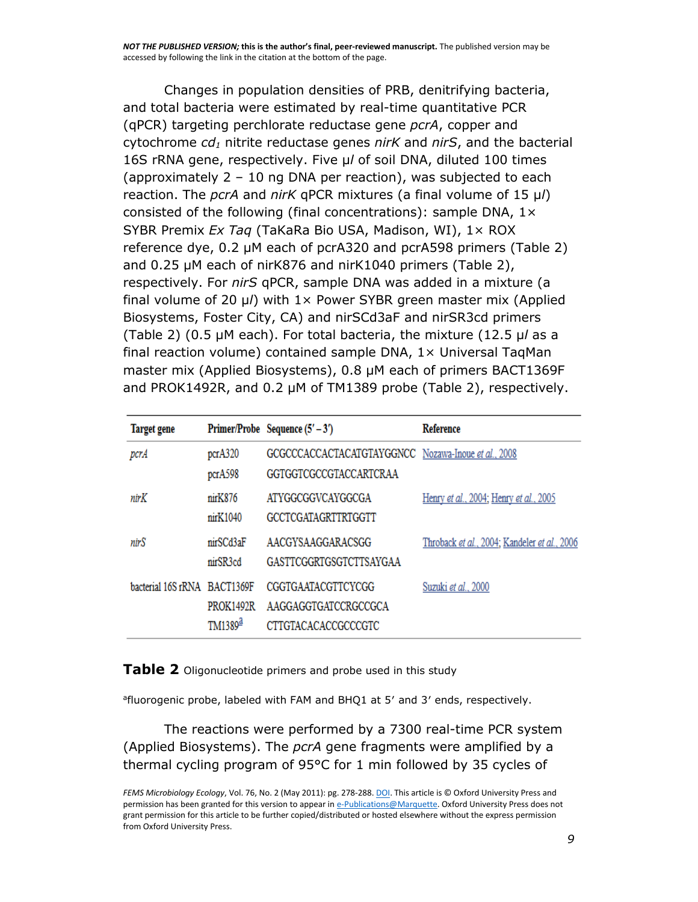Changes in population densities of PRB, denitrifying bacteria, and total bacteria were estimated by real-time quantitative PCR (qPCR) targeting perchlorate reductase gene *pcrA*, copper and cytochrome $cd_1$ nitrite reductase genes *nirK* and *nirS*, and the bacterial 16S rRNA gene, respectively. Five μ*l* of soil DNA, diluted 100 times (approximately 2 – 10 ng DNA per reaction), was subjected to each reaction. The *pcrA* and *nirK* qPCR mixtures (a final volume of 15 μ*l*) consisted of the following (final concentrations): sample DNA, 1× SYBR Premix *Ex Taq* (TaKaRa Bio USA, Madison, WI), 1× ROX reference dye, 0.2 μM each of pcrA320 and pcrA598 primers (Table 2) and 0.25 μM each of nirK876 and nirK1040 primers (Table 2), respectively. For *nirS* qPCR, sample DNA was added in a mixture (a final volume of 20 μ*l*) with 1× Power SYBR green master mix (Applied Biosystems, Foster City, CA) and nirSCd3aF and nirSR3cd primers (Table 2) (0.5 μM each). For total bacteria, the mixture (12.5 μ*l* as a final reaction volume) contained sample DNA, 1× Universal TaqMan master mix (Applied Biosystems), 0.8 μM each of primers BACT1369F and PROK1492R, and 0.2 μM of TM1389 probe (Table 2), respectively.

| Target gene | Primer/Probe | Sequence (5′ – 3′) | Reference |
|---|---|---|---|
| *pcrA* | pcrA320 | GCGCCCACCACTACATGTAYGGNCC | Nozawa-Inoue *et al.*, 2008 |
| | pcrA598 | GGTGGTCGCCGTACCARTCRAA | |
| *nirK* | nirK876 | ATYGGCGGVCAYGGCGA | Henry *et al.*, 2004; Henry *et al.*, 2005 |
| | nirK1040 | GCCTCGATAGRTTRTGGTT | |
| *nirS* | nirSCd3aF | AACGYSAAGGARACSGG | Throback *et al.*, 2004; Kandeler *et al.*, 2006 |
| | nirSR3cd | GASTTCGGRTGSGTCTTSAYGAA | |
| bacterial 16S rRNA | BACT1369F | CGGTGAATACGTTCYCGG | Suzuki *et al.*, 2000 |
| | PROK1492R | AAGGAGGTGATCCRGCCGCA | |
| | TM1389[a] | CTTGTACACACCGCCCGTC | |

**Table 2** Oligonucleotide primers and probe used in this study

[a]fluorogenic probe, labeled with FAM and BHQ1 at 5′ and 3′ ends, respectively.

The reactions were performed by a 7300 real-time PCR system (Applied Biosystems). The *pcrA* gene fragments were amplified by a thermal cycling program of 95°C for 1 min followed by 35 cycles of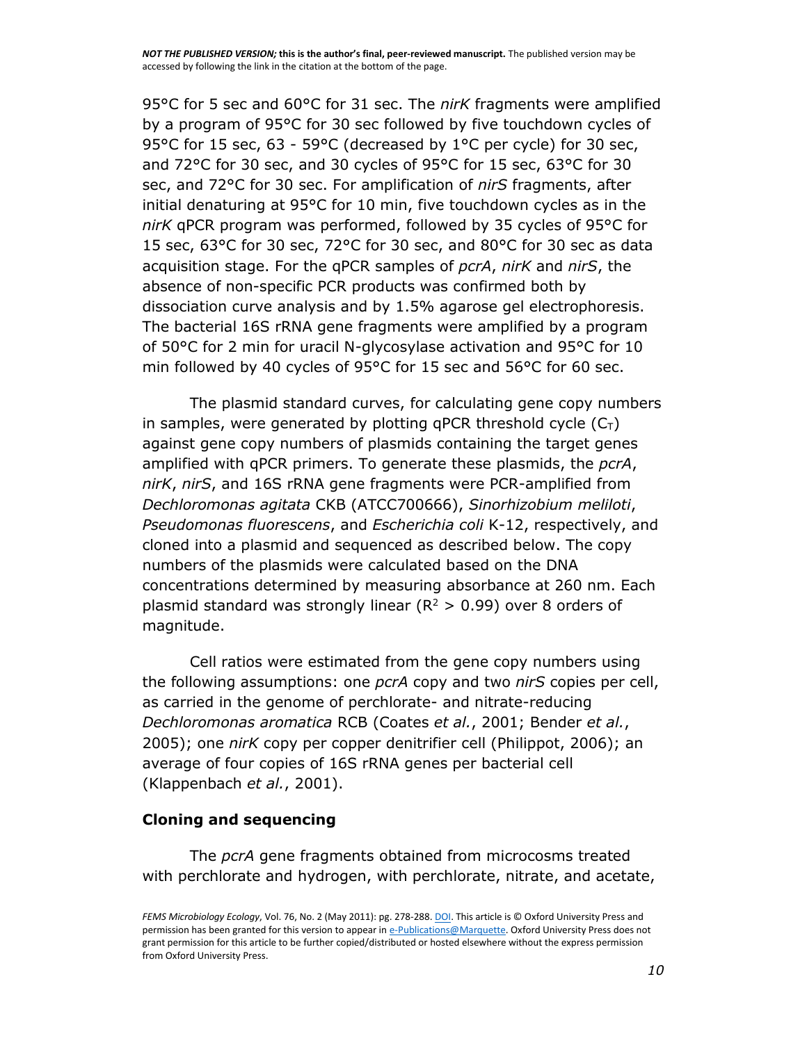95°C for 5 sec and 60°C for 31 sec. The *nirK* fragments were amplified by a program of 95°C for 30 sec followed by five touchdown cycles of 95°C for 15 sec, 63 - 59°C (decreased by 1°C per cycle) for 30 sec, and 72°C for 30 sec, and 30 cycles of 95°C for 15 sec, 63°C for 30 sec, and 72°C for 30 sec. For amplification of *nirS* fragments, after initial denaturing at 95°C for 10 min, five touchdown cycles as in the *nirK* qPCR program was performed, followed by 35 cycles of 95°C for 15 sec, 63°C for 30 sec, 72°C for 30 sec, and 80°C for 30 sec as data acquisition stage. For the qPCR samples of *pcrA*, *nirK* and *nirS*, the absence of non-specific PCR products was confirmed both by dissociation curve analysis and by 1.5% agarose gel electrophoresis. The bacterial 16S rRNA gene fragments were amplified by a program of 50°C for 2 min for uracil N-glycosylase activation and 95°C for 10 min followed by 40 cycles of 95°C for 15 sec and 56°C for 60 sec.

The plasmid standard curves, for calculating gene copy numbers in samples, were generated by plotting qPCR threshold cycle ($C_T$) against gene copy numbers of plasmids containing the target genes amplified with qPCR primers. To generate these plasmids, the *pcrA*, *nirK*, *nirS*, and 16S rRNA gene fragments were PCR-amplified from *Dechloromonas agitata* CKB (ATCC700666), *Sinorhizobium meliloti*, *Pseudomonas fluorescens*, and *Escherichia coli* K-12, respectively, and cloned into a plasmid and sequenced as described below. The copy numbers of the plasmids were calculated based on the DNA concentrations determined by measuring absorbance at 260 nm. Each plasmid standard was strongly linear ($R^2 > 0.99$) over 8 orders of magnitude.

Cell ratios were estimated from the gene copy numbers using the following assumptions: one *pcrA* copy and two *nirS* copies per cell, as carried in the genome of perchlorate- and nitrate-reducing *Dechloromonas aromatica* RCB (Coates *et al.*, 2001; Bender *et al.*, 2005); one *nirK* copy per copper denitrifier cell (Philippot, 2006); an average of four copies of 16S rRNA genes per bacterial cell (Klappenbach *et al.*, 2001).

### Cloning and sequencing

The *pcrA* gene fragments obtained from microcosms treated with perchlorate and hydrogen, with perchlorate, nitrate, and acetate,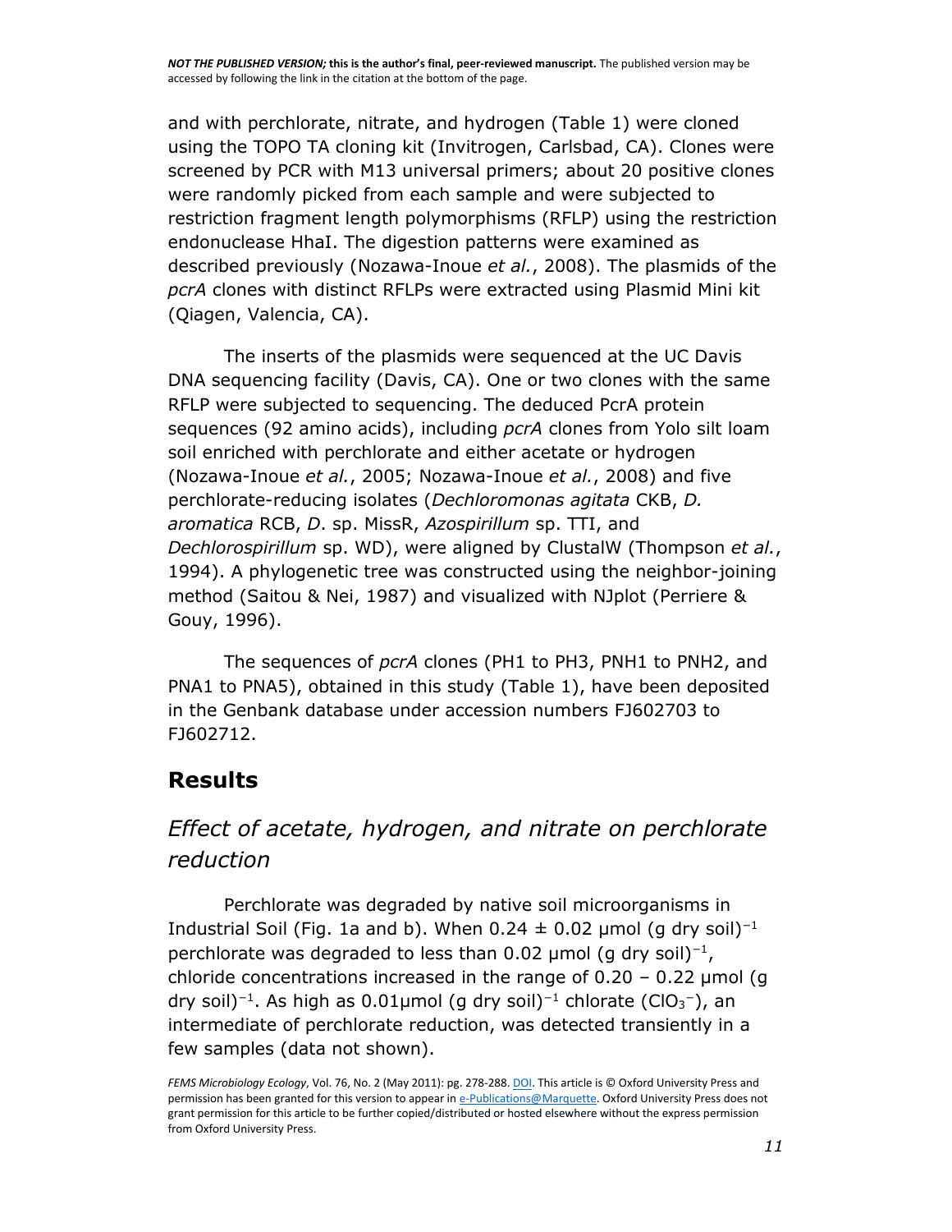and with perchlorate, nitrate, and hydrogen (Table 1) were cloned using the TOPO TA cloning kit (Invitrogen, Carlsbad, CA). Clones were screened by PCR with M13 universal primers; about 20 positive clones were randomly picked from each sample and were subjected to restriction fragment length polymorphisms (RFLP) using the restriction endonuclease HhaI. The digestion patterns were examined as described previously (Nozawa-Inoue *et al.*, 2008). The plasmids of the *pcrA* clones with distinct RFLPs were extracted using Plasmid Mini kit (Qiagen, Valencia, CA).

The inserts of the plasmids were sequenced at the UC Davis DNA sequencing facility (Davis, CA). One or two clones with the same RFLP were subjected to sequencing. The deduced PcrA protein sequences (92 amino acids), including *pcrA* clones from Yolo silt loam soil enriched with perchlorate and either acetate or hydrogen (Nozawa-Inoue *et al.*, 2005; Nozawa-Inoue *et al.*, 2008) and five perchlorate-reducing isolates (*Dechloromonas agitata* CKB, *D. aromatica* RCB, *D*. sp. MissR, *Azospirillum* sp. TTI, and *Dechlorospirillum* sp. WD), were aligned by ClustalW (Thompson *et al.*, 1994). A phylogenetic tree was constructed using the neighbor-joining method (Saitou & Nei, 1987) and visualized with NJplot (Perriere & Gouy, 1996).

The sequences of *pcrA* clones (PH1 to PH3, PNH1 to PNH2, and PNA1 to PNA5), obtained in this study (Table 1), have been deposited in the Genbank database under accession numbers FJ602703 to FJ602712.

## Results

### *Effect of acetate, hydrogen, and nitrate on perchlorate reduction*

Perchlorate was degraded by native soil microorganisms in Industrial Soil (Fig. 1a and b). When $0.24 \pm 0.02$ μmol (g dry soil)$^{-1}$ perchlorate was degraded to less than 0.02 μmol (g dry soil)$^{-1}$, chloride concentrations increased in the range of 0.20 – 0.22 μmol (g dry soil)$^{-1}$. As high as 0.01μmol (g dry soil)$^{-1}$ chlorate ($ClO_3^-$), an intermediate of perchlorate reduction, was detected transiently in a few samples (data not shown).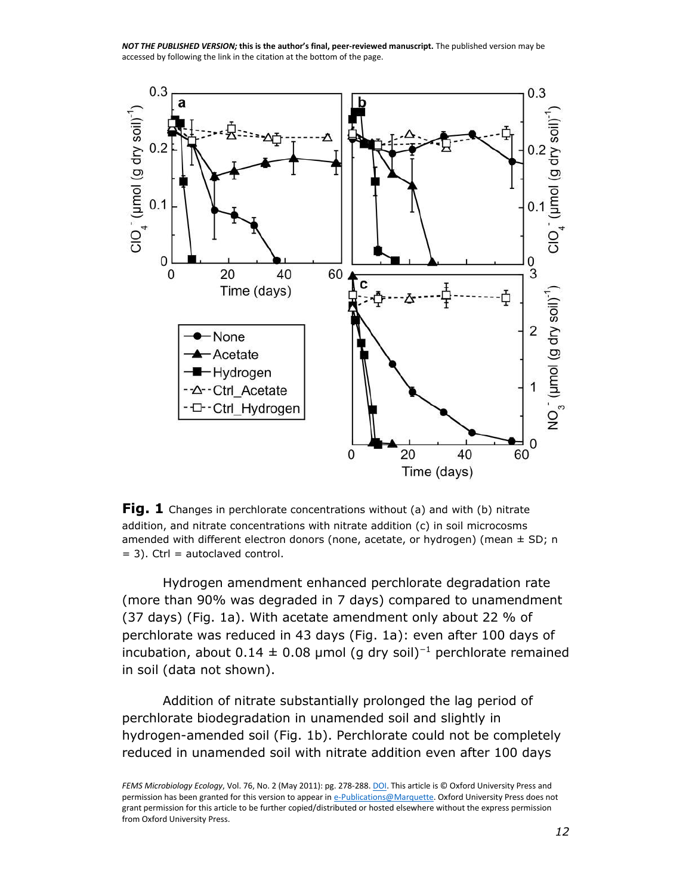Fig. 1 Changes in perchlorate concentrations without (a) and with (b) nitrate addition, and nitrate concentrations with nitrate addition (c) in soil microcosms amended with different electron donors (none, acetate, or hydrogen) (mean ± SD; n = 3). Ctrl = autoclaved control.

Hydrogen amendment enhanced perchlorate degradation rate (more than 90% was degraded in 7 days) compared to unamendment (37 days) (Fig. 1a). With acetate amendment only about 22 % of perchlorate was reduced in 43 days (Fig. 1a): even after 100 days of incubation, about 0.14 ± 0.08 μmol (g dry soil)$^{-1}$ perchlorate remained in soil (data not shown).

Addition of nitrate substantially prolonged the lag period of perchlorate biodegradation in unamended soil and slightly in hydrogen-amended soil (Fig. 1b). Perchlorate could not be completely reduced in unamended soil with nitrate addition even after 100 days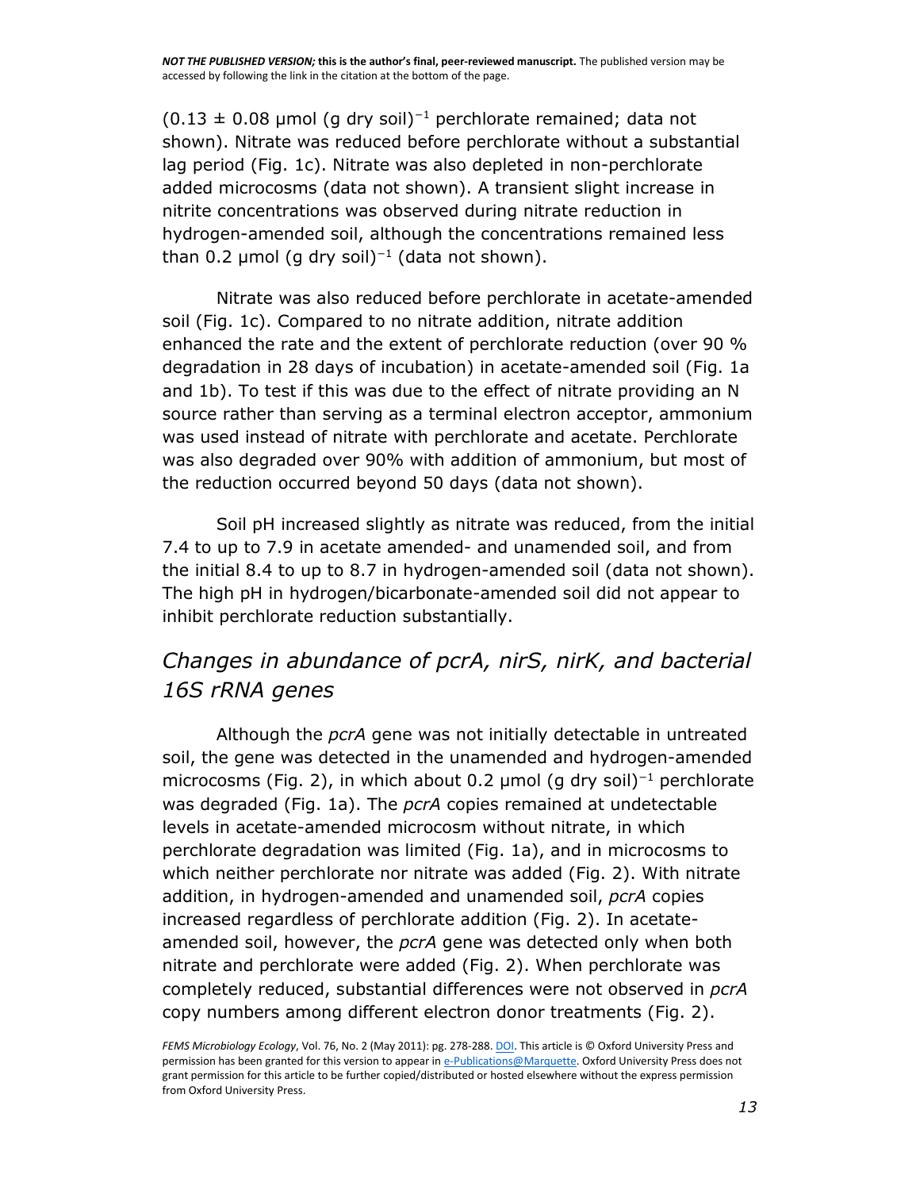($0.13 \pm 0.08$ μmol (g dry soil)$^{-1}$ perchlorate remained; data not shown). Nitrate was reduced before perchlorate without a substantial lag period (Fig. 1c). Nitrate was also depleted in non-perchlorate added microcosms (data not shown). A transient slight increase in nitrite concentrations was observed during nitrate reduction in hydrogen-amended soil, although the concentrations remained less than 0.2 μmol (g dry soil)$^{-1}$ (data not shown).

Nitrate was also reduced before perchlorate in acetate-amended soil (Fig. 1c). Compared to no nitrate addition, nitrate addition enhanced the rate and the extent of perchlorate reduction (over 90 % degradation in 28 days of incubation) in acetate-amended soil (Fig. 1a and 1b). To test if this was due to the effect of nitrate providing an N source rather than serving as a terminal electron acceptor, ammonium was used instead of nitrate with perchlorate and acetate. Perchlorate was also degraded over 90% with addition of ammonium, but most of the reduction occurred beyond 50 days (data not shown).

Soil pH increased slightly as nitrate was reduced, from the initial 7.4 to up to 7.9 in acetate amended- and unamended soil, and from the initial 8.4 to up to 8.7 in hydrogen-amended soil (data not shown). The high pH in hydrogen/bicarbonate-amended soil did not appear to inhibit perchlorate reduction substantially.

## *Changes in abundance of pcrA, nirS, nirK, and bacterial 16S rRNA genes*

Although the *pcrA* gene was not initially detectable in untreated soil, the gene was detected in the unamended and hydrogen-amended microcosms (Fig. 2), in which about 0.2 μmol (g dry soil)$^{-1}$ perchlorate was degraded (Fig. 1a). The *pcrA* copies remained at undetectable levels in acetate-amended microcosm without nitrate, in which perchlorate degradation was limited (Fig. 1a), and in microcosms to which neither perchlorate nor nitrate was added (Fig. 2). With nitrate addition, in hydrogen-amended and unamended soil, *pcrA* copies increased regardless of perchlorate addition (Fig. 2). In acetate-amended soil, however, the *pcrA* gene was detected only when both nitrate and perchlorate were added (Fig. 2). When perchlorate was completely reduced, substantial differences were not observed in *pcrA* copy numbers among different electron donor treatments (Fig. 2).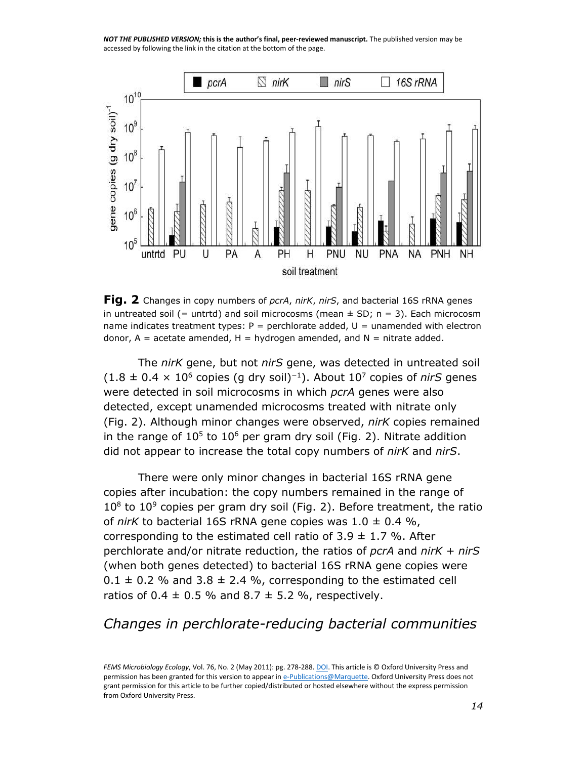**Fig. 2** Changes in copy numbers of *pcrA*, *nirK*, *nirS*, and bacterial 16S rRNA genes in untreated soil (= untrtd) and soil microcosms (mean ± SD; n = 3). Each microcosm name indicates treatment types: P = perchlorate added, U = unamended with electron donor, A = acetate amended, H = hydrogen amended, and N = nitrate added.

The *nirK* gene, but not *nirS* gene, was detected in untreated soil ($1.8 \pm 0.4 \times 10^6$ copies (g dry soil)$^{-1}$). About $10^7$ copies of *nirS* genes were detected in soil microcosms in which *pcrA* genes were also detected, except unamended microcosms treated with nitrate only (Fig. 2). Although minor changes were observed, *nirK* copies remained in the range of $10^5$ to $10^6$ per gram dry soil (Fig. 2). Nitrate addition did not appear to increase the total copy numbers of *nirK* and *nirS*.

There were only minor changes in bacterial 16S rRNA gene copies after incubation: the copy numbers remained in the range of $10^8$ to $10^9$ copies per gram dry soil (Fig. 2). Before treatment, the ratio of *nirK* to bacterial 16S rRNA gene copies was 1.0 ± 0.4 %, corresponding to the estimated cell ratio of 3.9 ± 1.7 %. After perchlorate and/or nitrate reduction, the ratios of *pcrA* and *nirK* + *nirS* (when both genes detected) to bacterial 16S rRNA gene copies were 0.1 ± 0.2 % and 3.8 ± 2.4 %, corresponding to the estimated cell ratios of 0.4 ± 0.5 % and 8.7 ± 5.2 %, respectively.

## *Changes in perchlorate-reducing bacterial communities*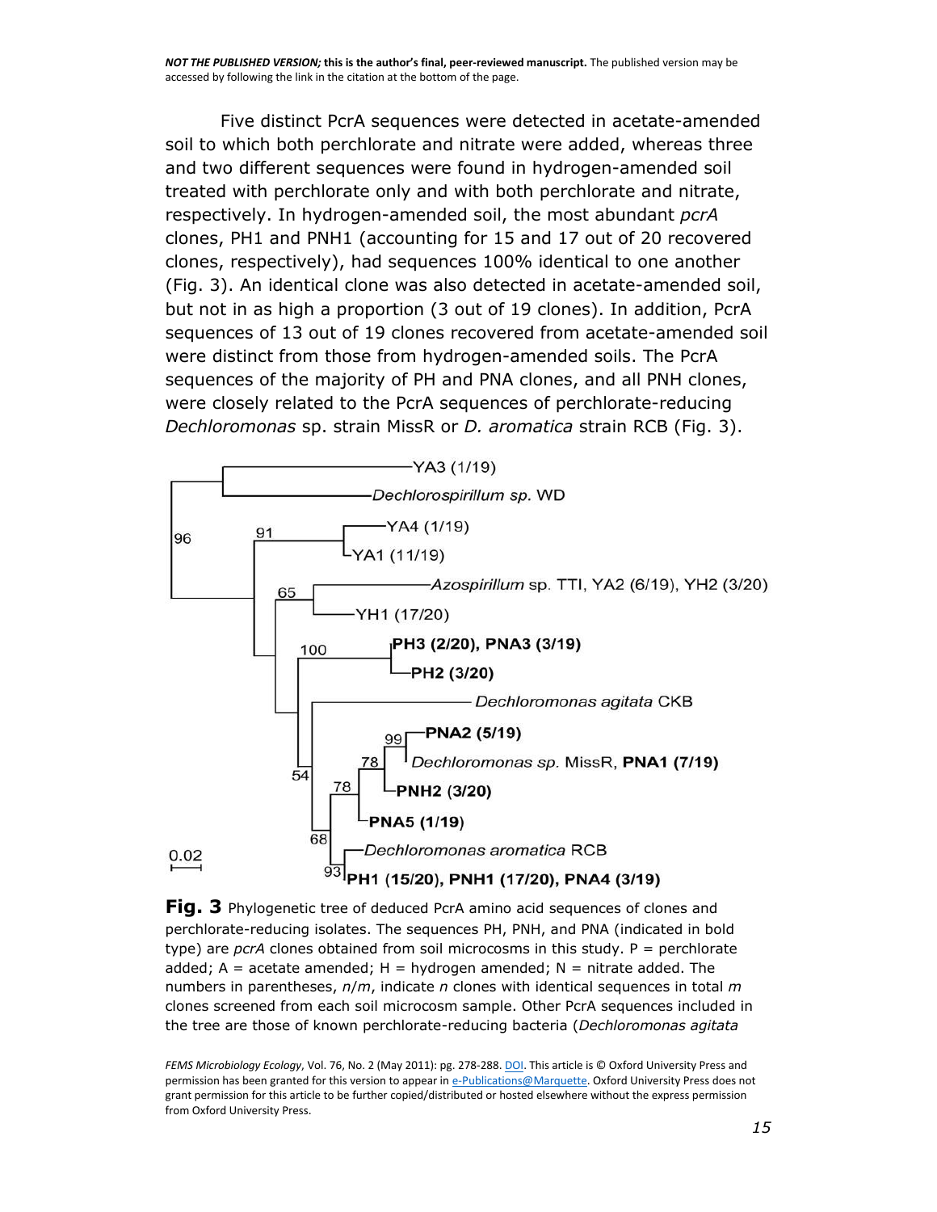Five distinct PcrA sequences were detected in acetate-amended soil to which both perchlorate and nitrate were added, whereas three and two different sequences were found in hydrogen-amended soil treated with perchlorate only and with both perchlorate and nitrate, respectively. In hydrogen-amended soil, the most abundant *pcrA* clones, PH1 and PNH1 (accounting for 15 and 17 out of 20 recovered clones, respectively), had sequences 100% identical to one another (Fig. 3). An identical clone was also detected in acetate-amended soil, but not in as high a proportion (3 out of 19 clones). In addition, PcrA sequences of 13 out of 19 clones recovered from acetate-amended soil were distinct from those from hydrogen-amended soils. The PcrA sequences of the majority of PH and PNA clones, and all PNH clones, were closely related to the PcrA sequences of perchlorate-reducing *Dechloromonas* sp. strain MissR or *D. aromatica* strain RCB (Fig. 3).

**Fig. 3** Phylogenetic tree of deduced PcrA amino acid sequences of clones and perchlorate-reducing isolates. The sequences PH, PNH, and PNA (indicated in bold type) are *pcrA* clones obtained from soil microcosms in this study. P = perchlorate added; A = acetate amended; H = hydrogen amended; N = nitrate added. The numbers in parentheses, *n*/*m*, indicate *n* clones with identical sequences in total *m* clones screened from each soil microcosm sample. Other PcrA sequences included in the tree are those of known perchlorate-reducing bacteria (*Dechloromonas agitata*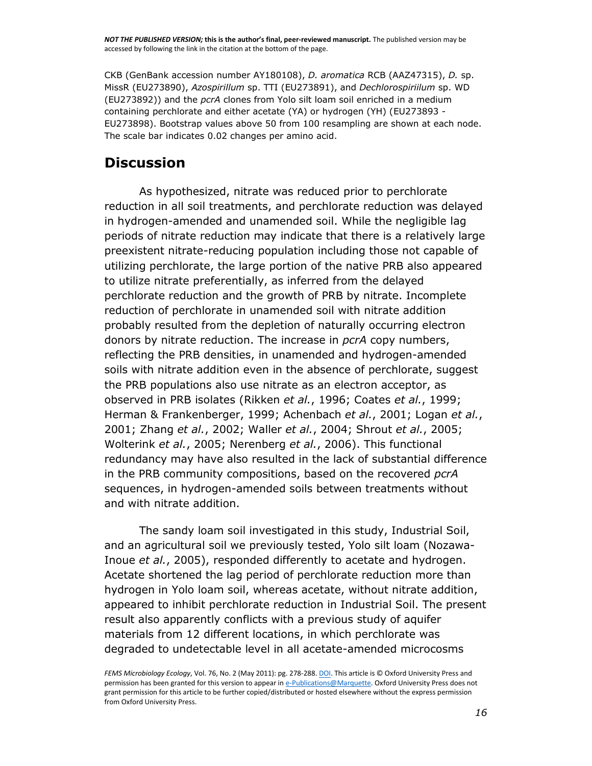CKB (GenBank accession number AY180108), *D. aromatica* RCB (AAZ47315), *D.* sp. MissR (EU273890), *Azospirillum* sp. TTI (EU273891), and *Dechlorospiriilum* sp. WD (EU273892)) and the *pcrA* clones from Yolo silt loam soil enriched in a medium containing perchlorate and either acetate (YA) or hydrogen (YH) (EU273893 - EU273898). Bootstrap values above 50 from 100 resampling are shown at each node. The scale bar indicates 0.02 changes per amino acid.

## Discussion

As hypothesized, nitrate was reduced prior to perchlorate reduction in all soil treatments, and perchlorate reduction was delayed in hydrogen-amended and unamended soil. While the negligible lag periods of nitrate reduction may indicate that there is a relatively large preexistent nitrate-reducing population including those not capable of utilizing perchlorate, the large portion of the native PRB also appeared to utilize nitrate preferentially, as inferred from the delayed perchlorate reduction and the growth of PRB by nitrate. Incomplete reduction of perchlorate in unamended soil with nitrate addition probably resulted from the depletion of naturally occurring electron donors by nitrate reduction. The increase in *pcrA* copy numbers, reflecting the PRB densities, in unamended and hydrogen-amended soils with nitrate addition even in the absence of perchlorate, suggest the PRB populations also use nitrate as an electron acceptor, as observed in PRB isolates (Rikken *et al.*, 1996; Coates *et al.*, 1999; Herman & Frankenberger, 1999; Achenbach *et al.*, 2001; Logan *et al.*, 2001; Zhang *et al.*, 2002; Waller *et al.*, 2004; Shrout *et al.*, 2005; Wolterink *et al.*, 2005; Nerenberg *et al.*, 2006). This functional redundancy may have also resulted in the lack of substantial difference in the PRB community compositions, based on the recovered *pcrA* sequences, in hydrogen-amended soils between treatments without and with nitrate addition.

The sandy loam soil investigated in this study, Industrial Soil, and an agricultural soil we previously tested, Yolo silt loam (Nozawa-Inoue *et al.*, 2005), responded differently to acetate and hydrogen. Acetate shortened the lag period of perchlorate reduction more than hydrogen in Yolo loam soil, whereas acetate, without nitrate addition, appeared to inhibit perchlorate reduction in Industrial Soil. The present result also apparently conflicts with a previous study of aquifer materials from 12 different locations, in which perchlorate was degraded to undetectable level in all acetate-amended microcosms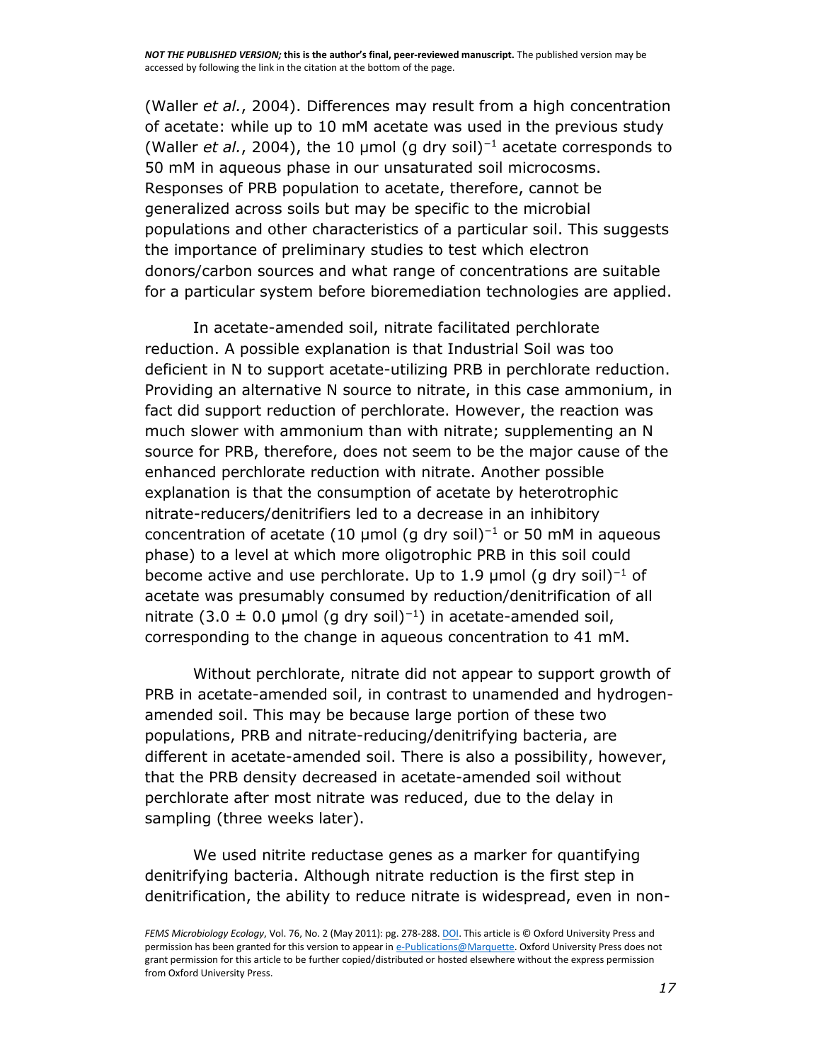(Waller *et al.*, 2004). Differences may result from a high concentration of acetate: while up to 10 mM acetate was used in the previous study (Waller *et al.*, 2004), the 10 μmol (g dry soil)$^{-1}$ acetate corresponds to 50 mM in aqueous phase in our unsaturated soil microcosms. Responses of PRB population to acetate, therefore, cannot be generalized across soils but may be specific to the microbial populations and other characteristics of a particular soil. This suggests the importance of preliminary studies to test which electron donors/carbon sources and what range of concentrations are suitable for a particular system before bioremediation technologies are applied.

In acetate-amended soil, nitrate facilitated perchlorate reduction. A possible explanation is that Industrial Soil was too deficient in N to support acetate-utilizing PRB in perchlorate reduction. Providing an alternative N source to nitrate, in this case ammonium, in fact did support reduction of perchlorate. However, the reaction was much slower with ammonium than with nitrate; supplementing an N source for PRB, therefore, does not seem to be the major cause of the enhanced perchlorate reduction with nitrate. Another possible explanation is that the consumption of acetate by heterotrophic nitrate-reducers/denitrifiers led to a decrease in an inhibitory concentration of acetate (10 μmol (g dry soil)$^{-1}$ or 50 mM in aqueous phase) to a level at which more oligotrophic PRB in this soil could become active and use perchlorate. Up to 1.9 μmol (g dry soil)$^{-1}$ of acetate was presumably consumed by reduction/denitrification of all nitrate (3.0 ± 0.0 μmol (g dry soil)$^{-1}$) in acetate-amended soil, corresponding to the change in aqueous concentration to 41 mM.

Without perchlorate, nitrate did not appear to support growth of PRB in acetate-amended soil, in contrast to unamended and hydrogen-amended soil. This may be because large portion of these two populations, PRB and nitrate-reducing/denitrifying bacteria, are different in acetate-amended soil. There is also a possibility, however, that the PRB density decreased in acetate-amended soil without perchlorate after most nitrate was reduced, due to the delay in sampling (three weeks later).

We used nitrite reductase genes as a marker for quantifying denitrifying bacteria. Although nitrate reduction is the first step in denitrification, the ability to reduce nitrate is widespread, even in non-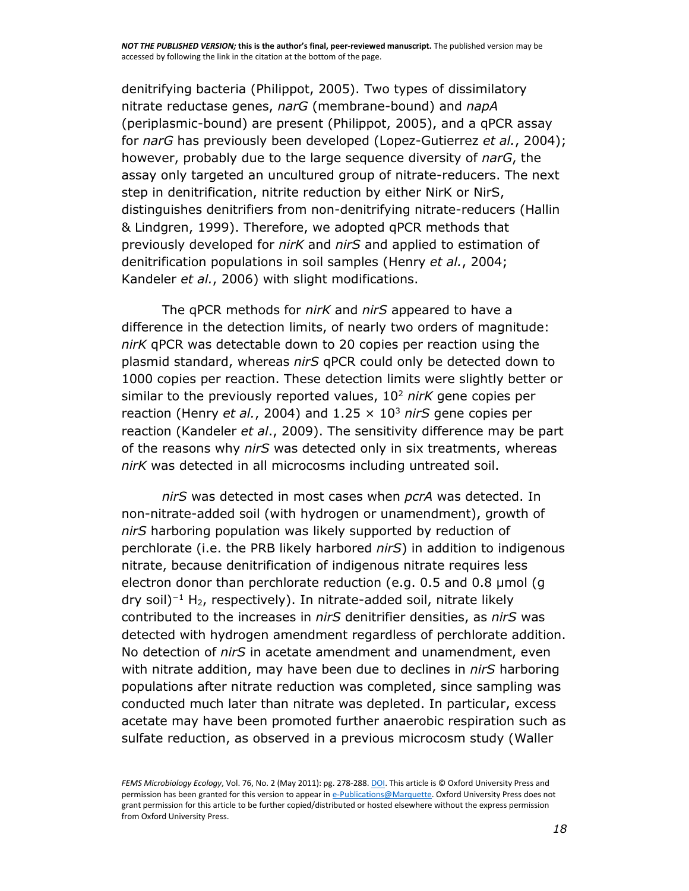denitrifying bacteria (Philippot, 2005). Two types of dissimilatory nitrate reductase genes, *narG* (membrane-bound) and *napA* (periplasmic-bound) are present (Philippot, 2005), and a qPCR assay for *narG* has previously been developed (Lopez-Gutierrez *et al.*, 2004); however, probably due to the large sequence diversity of *narG*, the assay only targeted an uncultured group of nitrate-reducers. The next step in denitrification, nitrite reduction by either NirK or NirS, distinguishes denitrifiers from non-denitrifying nitrate-reducers (Hallin & Lindgren, 1999). Therefore, we adopted qPCR methods that previously developed for *nirK* and *nirS* and applied to estimation of denitrification populations in soil samples (Henry *et al.*, 2004; Kandeler *et al.*, 2006) with slight modifications.

The qPCR methods for *nirK* and *nirS* appeared to have a difference in the detection limits, of nearly two orders of magnitude: *nirK* qPCR was detectable down to 20 copies per reaction using the plasmid standard, whereas *nirS* qPCR could only be detected down to 1000 copies per reaction. These detection limits were slightly better or similar to the previously reported values, $10^2$ *nirK* gene copies per reaction (Henry *et al.*, 2004) and $1.25 \times 10^3$ *nirS* gene copies per reaction (Kandeler *et al*., 2009). The sensitivity difference may be part of the reasons why *nirS* was detected only in six treatments, whereas *nirK* was detected in all microcosms including untreated soil.

*nirS* was detected in most cases when *pcrA* was detected. In non-nitrate-added soil (with hydrogen or unamendment), growth of *nirS* harboring population was likely supported by reduction of perchlorate (i.e. the PRB likely harbored *nirS*) in addition to indigenous nitrate, because denitrification of indigenous nitrate requires less electron donor than perchlorate reduction (e.g. 0.5 and 0.8 μmol (g dry soil)$^{-1}$ $H_2$, respectively). In nitrate-added soil, nitrate likely contributed to the increases in *nirS* denitrifier densities, as *nirS* was detected with hydrogen amendment regardless of perchlorate addition. No detection of *nirS* in acetate amendment and unamendment, even with nitrate addition, may have been due to declines in *nirS* harboring populations after nitrate reduction was completed, since sampling was conducted much later than nitrate was depleted. In particular, excess acetate may have been promoted further anaerobic respiration such as sulfate reduction, as observed in a previous microcosm study (Waller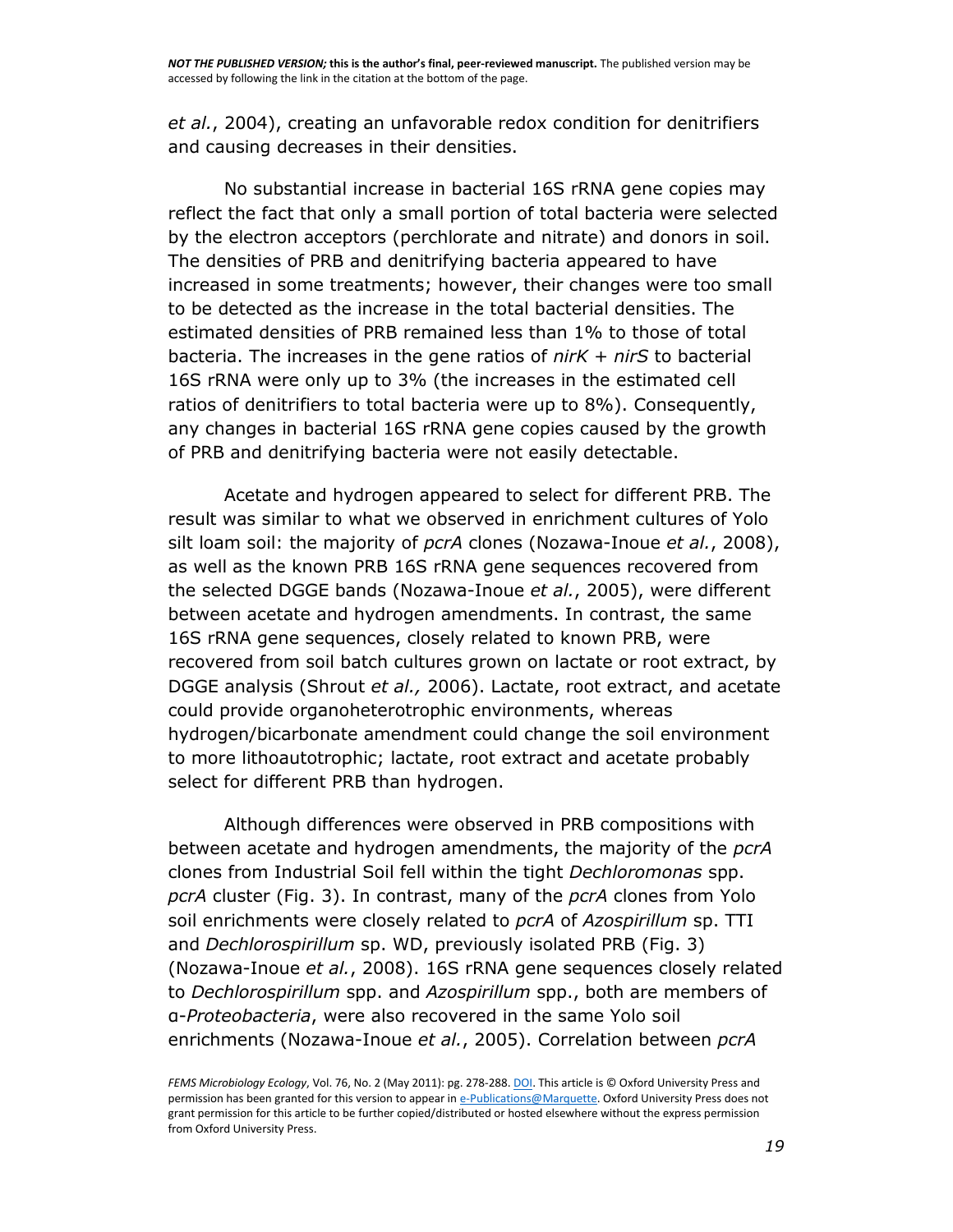*et al.*, 2004), creating an unfavorable redox condition for denitrifiers and causing decreases in their densities.

No substantial increase in bacterial 16S rRNA gene copies may reflect the fact that only a small portion of total bacteria were selected by the electron acceptors (perchlorate and nitrate) and donors in soil. The densities of PRB and denitrifying bacteria appeared to have increased in some treatments; however, their changes were too small to be detected as the increase in the total bacterial densities. The estimated densities of PRB remained less than 1% to those of total bacteria. The increases in the gene ratios of *nirK* + *nirS* to bacterial 16S rRNA were only up to 3% (the increases in the estimated cell ratios of denitrifiers to total bacteria were up to 8%). Consequently, any changes in bacterial 16S rRNA gene copies caused by the growth of PRB and denitrifying bacteria were not easily detectable.

Acetate and hydrogen appeared to select for different PRB. The result was similar to what we observed in enrichment cultures of Yolo silt loam soil: the majority of *pcrA* clones (Nozawa-Inoue *et al.*, 2008), as well as the known PRB 16S rRNA gene sequences recovered from the selected DGGE bands (Nozawa-Inoue *et al.*, 2005), were different between acetate and hydrogen amendments. In contrast, the same 16S rRNA gene sequences, closely related to known PRB, were recovered from soil batch cultures grown on lactate or root extract, by DGGE analysis (Shrout *et al.,* 2006). Lactate, root extract, and acetate could provide organoheterotrophic environments, whereas hydrogen/bicarbonate amendment could change the soil environment to more lithoautotrophic; lactate, root extract and acetate probably select for different PRB than hydrogen.

Although differences were observed in PRB compositions with between acetate and hydrogen amendments, the majority of the *pcrA* clones from Industrial Soil fell within the tight *Dechloromonas* spp. *pcrA* cluster (Fig. 3). In contrast, many of the *pcrA* clones from Yolo soil enrichments were closely related to *pcrA* of *Azospirillum* sp. TTI and *Dechlorospirillum* sp. WD, previously isolated PRB (Fig. 3) (Nozawa-Inoue *et al.*, 2008). 16S rRNA gene sequences closely related to *Dechlorospirillum* spp. and *Azospirillum* spp., both are members of α-*Proteobacteria*, were also recovered in the same Yolo soil enrichments (Nozawa-Inoue *et al.*, 2005). Correlation between *pcrA*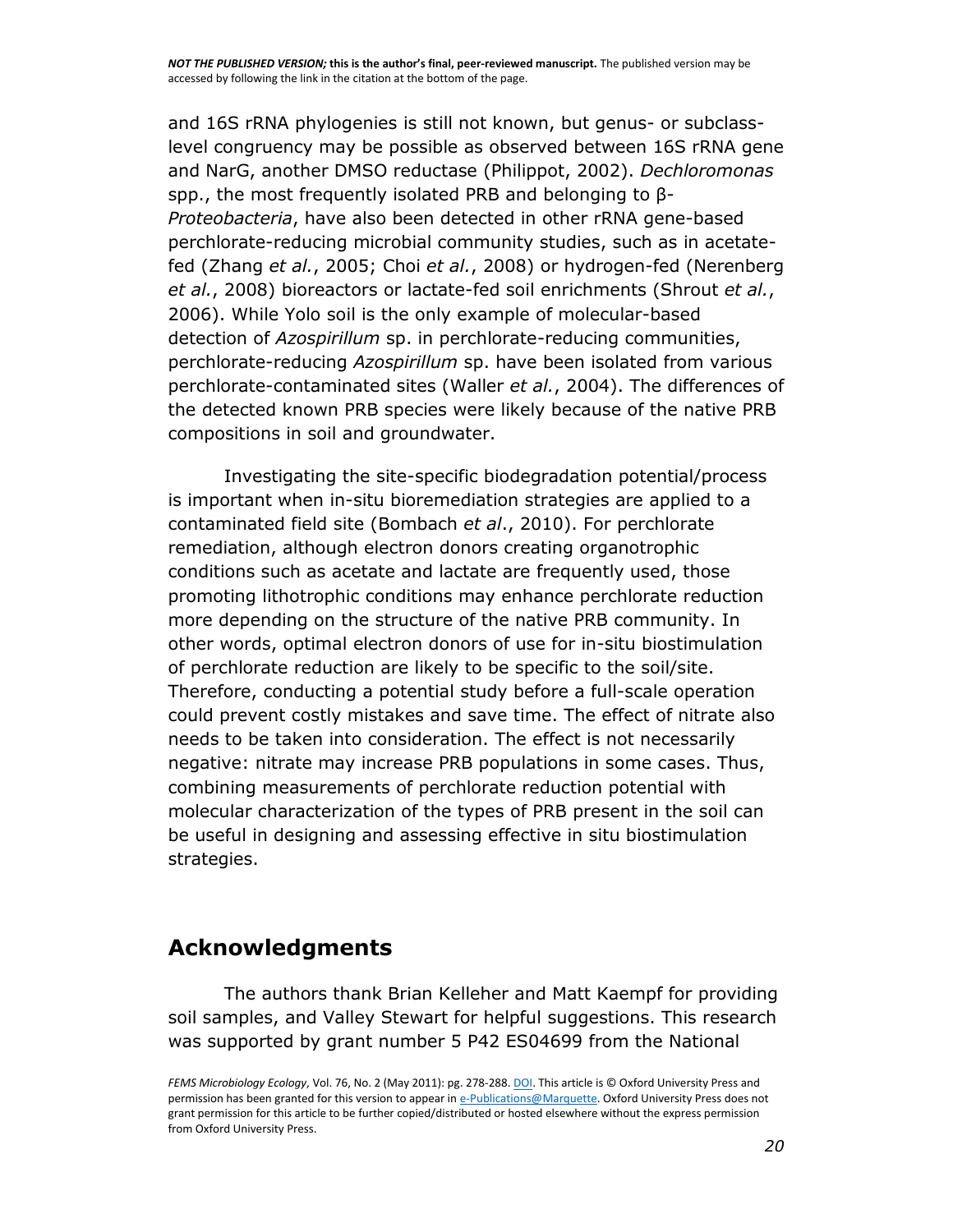and 16S rRNA phylogenies is still not known, but genus- or subclass-level congruency may be possible as observed between 16S rRNA gene and NarG, another DMSO reductase (Philippot, 2002). *Dechloromonas* spp., the most frequently isolated PRB and belonging to β-*Proteobacteria*, have also been detected in other rRNA gene-based perchlorate-reducing microbial community studies, such as in acetate-fed (Zhang *et al.*, 2005; Choi *et al.*, 2008) or hydrogen-fed (Nerenberg *et al.*, 2008) bioreactors or lactate-fed soil enrichments (Shrout *et al.*, 2006). While Yolo soil is the only example of molecular-based detection of *Azospirillum* sp. in perchlorate-reducing communities, perchlorate-reducing *Azospirillum* sp. have been isolated from various perchlorate-contaminated sites (Waller *et al.*, 2004). The differences of the detected known PRB species were likely because of the native PRB compositions in soil and groundwater.

Investigating the site-specific biodegradation potential/process is important when in-situ bioremediation strategies are applied to a contaminated field site (Bombach *et al*., 2010). For perchlorate remediation, although electron donors creating organotrophic conditions such as acetate and lactate are frequently used, those promoting lithotrophic conditions may enhance perchlorate reduction more depending on the structure of the native PRB community. In other words, optimal electron donors of use for in-situ biostimulation of perchlorate reduction are likely to be specific to the soil/site. Therefore, conducting a potential study before a full-scale operation could prevent costly mistakes and save time. The effect of nitrate also needs to be taken into consideration. The effect is not necessarily negative: nitrate may increase PRB populations in some cases. Thus, combining measurements of perchlorate reduction potential with molecular characterization of the types of PRB present in the soil can be useful in designing and assessing effective in situ biostimulation strategies.

## Acknowledgments

The authors thank Brian Kelleher and Matt Kaempf for providing soil samples, and Valley Stewart for helpful suggestions. This research was supported by grant number 5 P42 ES04699 from the National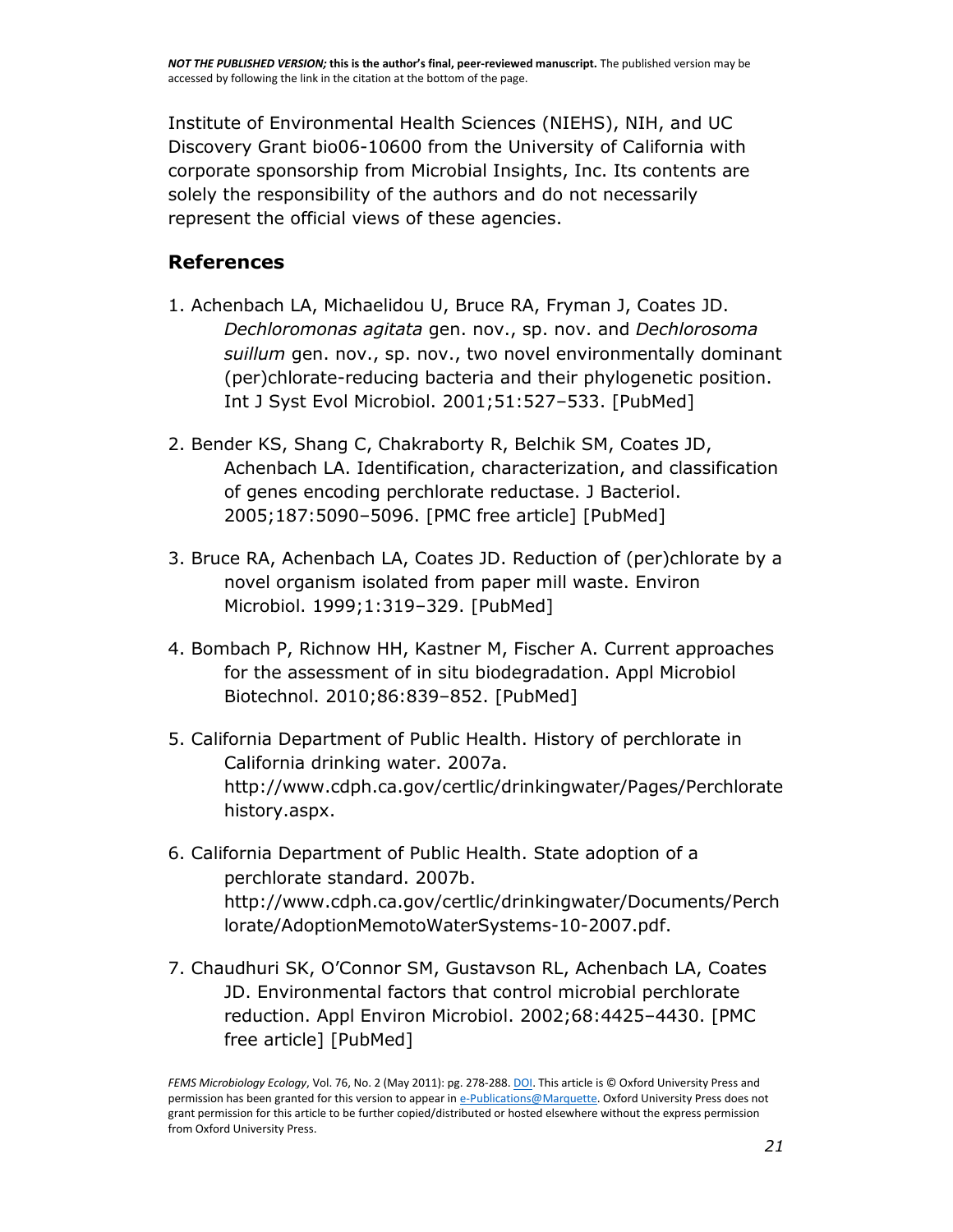Institute of Environmental Health Sciences (NIEHS), NIH, and UC Discovery Grant bio06-10600 from the University of California with corporate sponsorship from Microbial Insights, Inc. Its contents are solely the responsibility of the authors and do not necessarily represent the official views of these agencies.

## References

1. Achenbach LA, Michaelidou U, Bruce RA, Fryman J, Coates JD. *Dechloromonas agitata* gen. nov., sp. nov. and *Dechlorosoma suillum* gen. nov., sp. nov., two novel environmentally dominant (per)chlorate-reducing bacteria and their phylogenetic position. Int J Syst Evol Microbiol. 2001;51:527–533. [PubMed]

2. Bender KS, Shang C, Chakraborty R, Belchik SM, Coates JD, Achenbach LA. Identification, characterization, and classification of genes encoding perchlorate reductase. J Bacteriol. 2005;187:5090–5096. [PMC free article] [PubMed]

3. Bruce RA, Achenbach LA, Coates JD. Reduction of (per)chlorate by a novel organism isolated from paper mill waste. Environ Microbiol. 1999;1:319–329. [PubMed]

4. Bombach P, Richnow HH, Kastner M, Fischer A. Current approaches for the assessment of in situ biodegradation. Appl Microbiol Biotechnol. 2010;86:839–852. [PubMed]

5. California Department of Public Health. History of perchlorate in California drinking water. 2007a. http://www.cdph.ca.gov/certlic/drinkingwater/Pages/Perchloratehistory.aspx.

6. California Department of Public Health. State adoption of a perchlorate standard. 2007b. http://www.cdph.ca.gov/certlic/drinkingwater/Documents/Perchlorate/AdoptionMemotoWaterSystems-10-2007.pdf.

7. Chaudhuri SK, O'Connor SM, Gustavson RL, Achenbach LA, Coates JD. Environmental factors that control microbial perchlorate reduction. Appl Environ Microbiol. 2002;68:4425–4430. [PMC free article] [PubMed]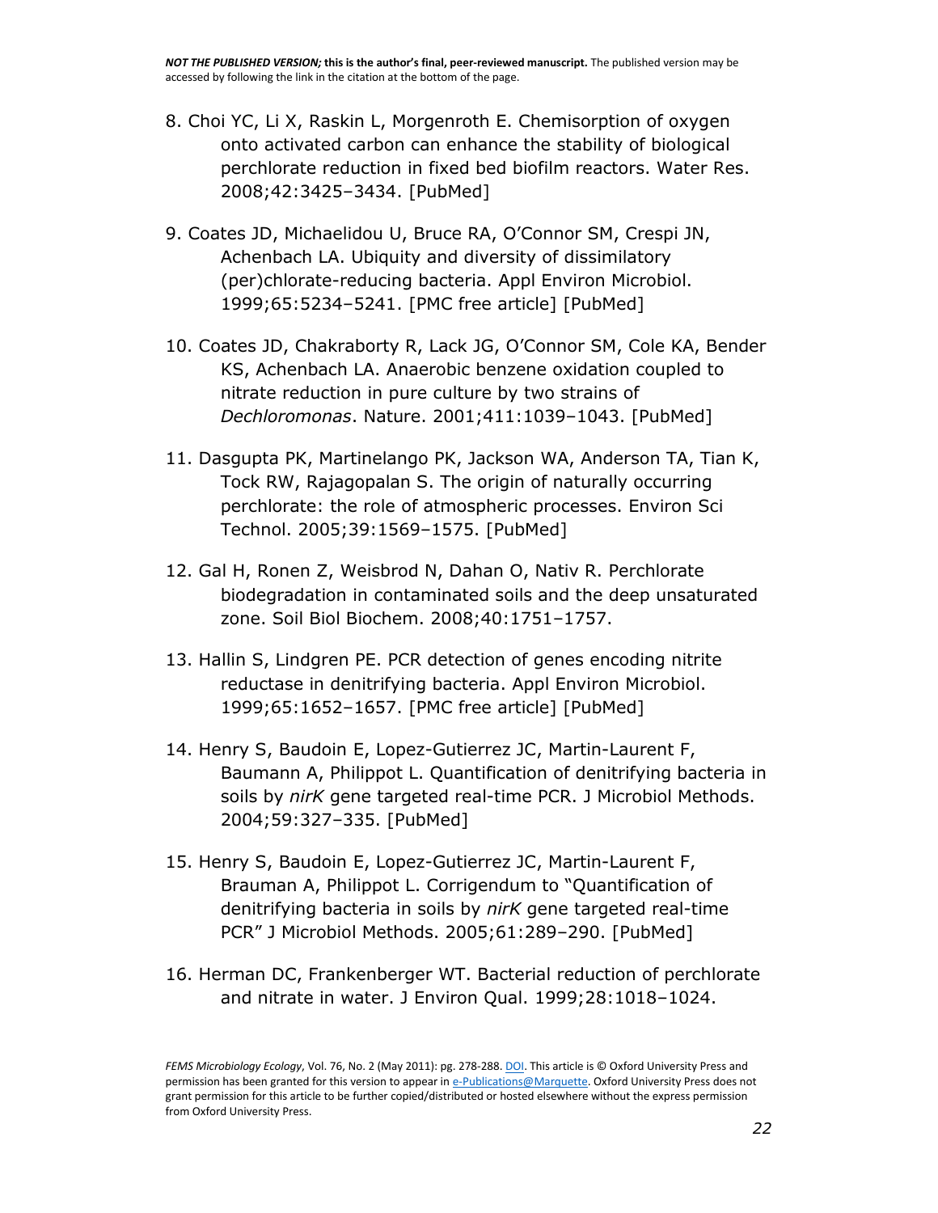8. Choi YC, Li X, Raskin L, Morgenroth E. Chemisorption of oxygen onto activated carbon can enhance the stability of biological perchlorate reduction in fixed bed biofilm reactors. Water Res. 2008;42:3425–3434. [PubMed]

9. Coates JD, Michaelidou U, Bruce RA, O'Connor SM, Crespi JN, Achenbach LA. Ubiquity and diversity of dissimilatory (per)chlorate-reducing bacteria. Appl Environ Microbiol. 1999;65:5234–5241. [PMC free article] [PubMed]

10. Coates JD, Chakraborty R, Lack JG, O'Connor SM, Cole KA, Bender KS, Achenbach LA. Anaerobic benzene oxidation coupled to nitrate reduction in pure culture by two strains of *Dechloromonas*. Nature. 2001;411:1039–1043. [PubMed]

11. Dasgupta PK, Martinelango PK, Jackson WA, Anderson TA, Tian K, Tock RW, Rajagopalan S. The origin of naturally occurring perchlorate: the role of atmospheric processes. Environ Sci Technol. 2005;39:1569–1575. [PubMed]

12. Gal H, Ronen Z, Weisbrod N, Dahan O, Nativ R. Perchlorate biodegradation in contaminated soils and the deep unsaturated zone. Soil Biol Biochem. 2008;40:1751–1757.

13. Hallin S, Lindgren PE. PCR detection of genes encoding nitrite reductase in denitrifying bacteria. Appl Environ Microbiol. 1999;65:1652–1657. [PMC free article] [PubMed]

14. Henry S, Baudoin E, Lopez-Gutierrez JC, Martin-Laurent F, Baumann A, Philippot L. Quantification of denitrifying bacteria in soils by *nirK* gene targeted real-time PCR. J Microbiol Methods. 2004;59:327–335. [PubMed]

15. Henry S, Baudoin E, Lopez-Gutierrez JC, Martin-Laurent F, Brauman A, Philippot L. Corrigendum to "Quantification of denitrifying bacteria in soils by *nirK* gene targeted real-time PCR" J Microbiol Methods. 2005;61:289–290. [PubMed]

16. Herman DC, Frankenberger WT. Bacterial reduction of perchlorate and nitrate in water. J Environ Qual. 1999;28:1018–1024.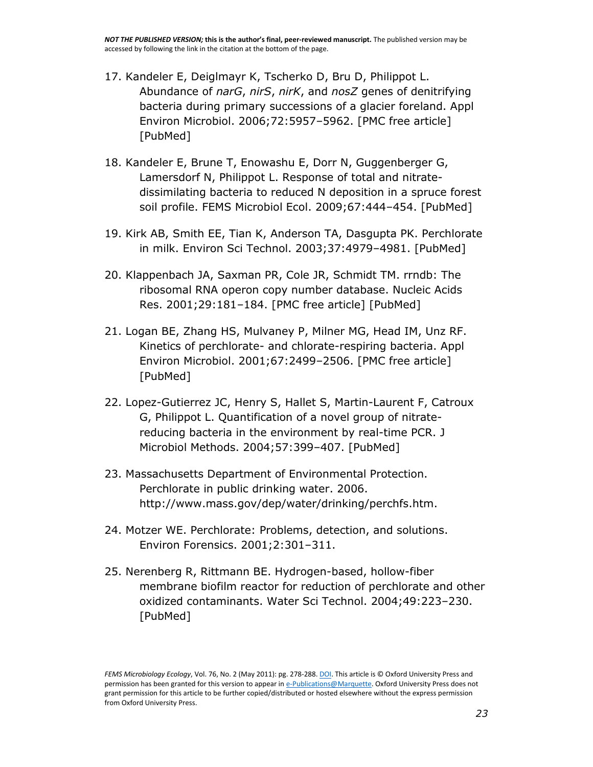17. Kandeler E, Deiglmayr K, Tscherko D, Bru D, Philippot L. Abundance of *narG*, *nirS*, *nirK*, and *nosZ* genes of denitrifying bacteria during primary successions of a glacier foreland. Appl Environ Microbiol. 2006;72:5957–5962. [PMC free article] [PubMed]

18. Kandeler E, Brune T, Enowashu E, Dorr N, Guggenberger G, Lamersdorf N, Philippot L. Response of total and nitrate-dissimilating bacteria to reduced N deposition in a spruce forest soil profile. FEMS Microbiol Ecol. 2009;67:444–454. [PubMed]

19. Kirk AB, Smith EE, Tian K, Anderson TA, Dasgupta PK. Perchlorate in milk. Environ Sci Technol. 2003;37:4979–4981. [PubMed]

20. Klappenbach JA, Saxman PR, Cole JR, Schmidt TM. rrndb: The ribosomal RNA operon copy number database. Nucleic Acids Res. 2001;29:181–184. [PMC free article] [PubMed]

21. Logan BE, Zhang HS, Mulvaney P, Milner MG, Head IM, Unz RF. Kinetics of perchlorate- and chlorate-respiring bacteria. Appl Environ Microbiol. 2001;67:2499–2506. [PMC free article] [PubMed]

22. Lopez-Gutierrez JC, Henry S, Hallet S, Martin-Laurent F, Catroux G, Philippot L. Quantification of a novel group of nitrate-reducing bacteria in the environment by real-time PCR. J Microbiol Methods. 2004;57:399–407. [PubMed]

23. Massachusetts Department of Environmental Protection. Perchlorate in public drinking water. 2006. http://www.mass.gov/dep/water/drinking/perchfs.htm.

24. Motzer WE. Perchlorate: Problems, detection, and solutions. Environ Forensics. 2001;2:301–311.

25. Nerenberg R, Rittmann BE. Hydrogen-based, hollow-fiber membrane biofilm reactor for reduction of perchlorate and other oxidized contaminants. Water Sci Technol. 2004;49:223–230. [PubMed]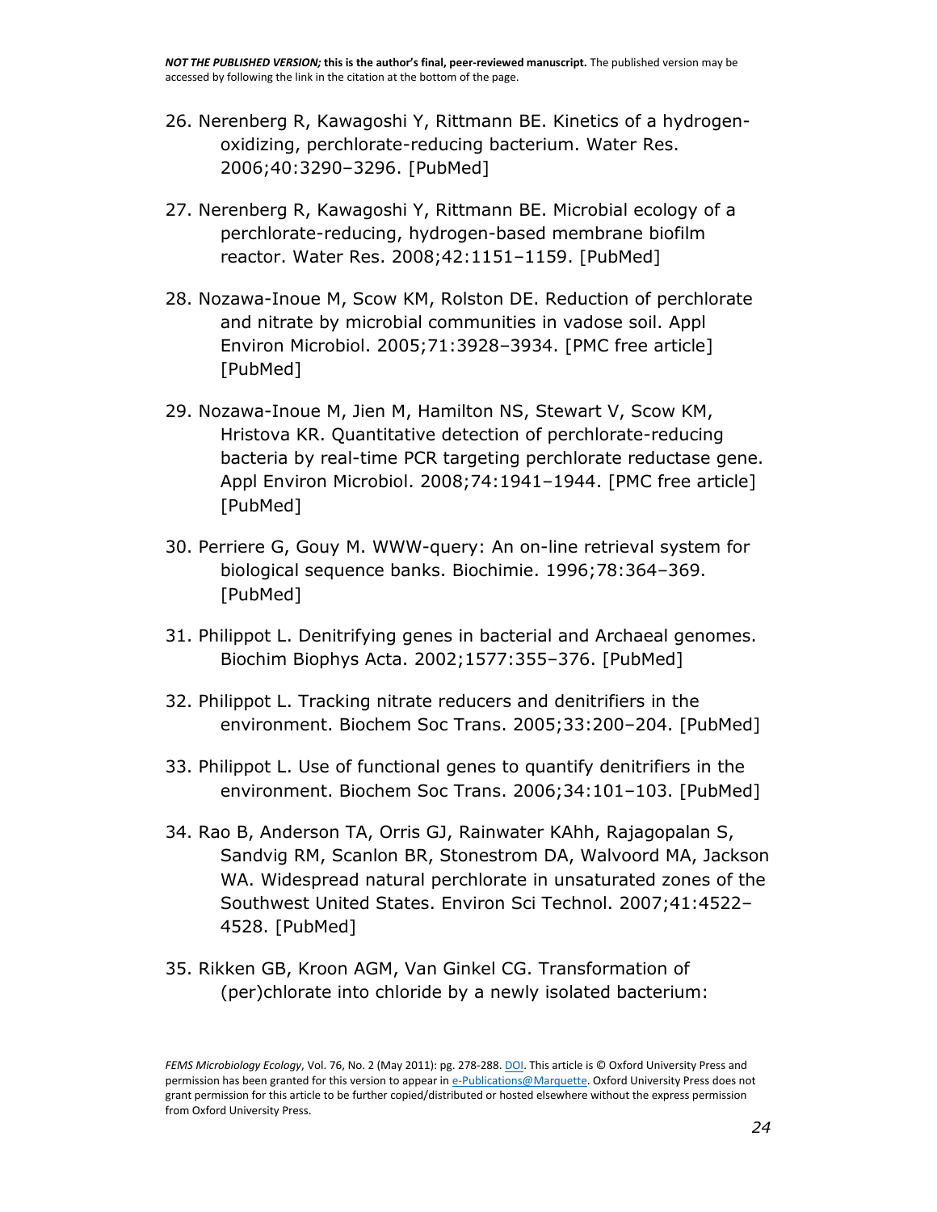26. Nerenberg R, Kawagoshi Y, Rittmann BE. Kinetics of a hydrogen-oxidizing, perchlorate-reducing bacterium. Water Res. 2006;40:3290–3296. [PubMed]

27. Nerenberg R, Kawagoshi Y, Rittmann BE. Microbial ecology of a perchlorate-reducing, hydrogen-based membrane biofilm reactor. Water Res. 2008;42:1151–1159. [PubMed]

28. Nozawa-Inoue M, Scow KM, Rolston DE. Reduction of perchlorate and nitrate by microbial communities in vadose soil. Appl Environ Microbiol. 2005;71:3928–3934. [PMC free article] [PubMed]

29. Nozawa-Inoue M, Jien M, Hamilton NS, Stewart V, Scow KM, Hristova KR. Quantitative detection of perchlorate-reducing bacteria by real-time PCR targeting perchlorate reductase gene. Appl Environ Microbiol. 2008;74:1941–1944. [PMC free article] [PubMed]

30. Perriere G, Gouy M. WWW-query: An on-line retrieval system for biological sequence banks. Biochimie. 1996;78:364–369. [PubMed]

31. Philippot L. Denitrifying genes in bacterial and Archaeal genomes. Biochim Biophys Acta. 2002;1577:355–376. [PubMed]

32. Philippot L. Tracking nitrate reducers and denitrifiers in the environment. Biochem Soc Trans. 2005;33:200–204. [PubMed]

33. Philippot L. Use of functional genes to quantify denitrifiers in the environment. Biochem Soc Trans. 2006;34:101–103. [PubMed]

34. Rao B, Anderson TA, Orris GJ, Rainwater KAhh, Rajagopalan S, Sandvig RM, Scanlon BR, Stonestrom DA, Walvoord MA, Jackson WA. Widespread natural perchlorate in unsaturated zones of the Southwest United States. Environ Sci Technol. 2007;41:4522–4528. [PubMed]

35. Rikken GB, Kroon AGM, Van Ginkel CG. Transformation of (per)chlorate into chloride by a newly isolated bacterium: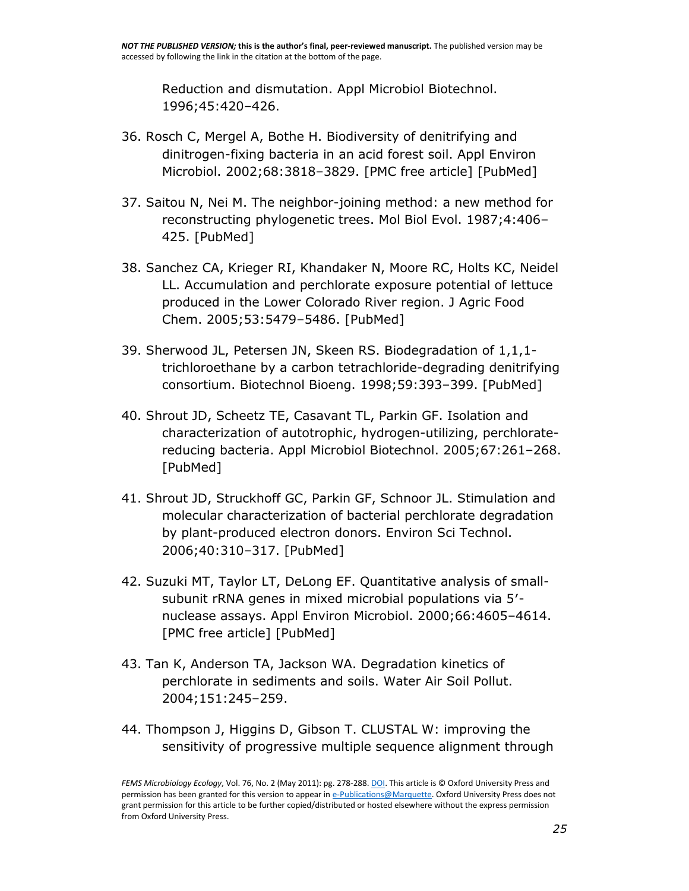Reduction and dismutation. Appl Microbiol Biotechnol. 1996;45:420–426.

36. Rosch C, Mergel A, Bothe H. Biodiversity of denitrifying and dinitrogen-fixing bacteria in an acid forest soil. Appl Environ Microbiol. 2002;68:3818–3829. [PMC free article] [PubMed]

37. Saitou N, Nei M. The neighbor-joining method: a new method for reconstructing phylogenetic trees. Mol Biol Evol. 1987;4:406–425. [PubMed]

38. Sanchez CA, Krieger RI, Khandaker N, Moore RC, Holts KC, Neidel LL. Accumulation and perchlorate exposure potential of lettuce produced in the Lower Colorado River region. J Agric Food Chem. 2005;53:5479–5486. [PubMed]

39. Sherwood JL, Petersen JN, Skeen RS. Biodegradation of 1,1,1-trichloroethane by a carbon tetrachloride-degrading denitrifying consortium. Biotechnol Bioeng. 1998;59:393–399. [PubMed]

40. Shrout JD, Scheetz TE, Casavant TL, Parkin GF. Isolation and characterization of autotrophic, hydrogen-utilizing, perchlorate-reducing bacteria. Appl Microbiol Biotechnol. 2005;67:261–268. [PubMed]

41. Shrout JD, Struckhoff GC, Parkin GF, Schnoor JL. Stimulation and molecular characterization of bacterial perchlorate degradation by plant-produced electron donors. Environ Sci Technol. 2006;40:310–317. [PubMed]

42. Suzuki MT, Taylor LT, DeLong EF. Quantitative analysis of small-subunit rRNA genes in mixed microbial populations via 5′-nuclease assays. Appl Environ Microbiol. 2000;66:4605–4614. [PMC free article] [PubMed]

43. Tan K, Anderson TA, Jackson WA. Degradation kinetics of perchlorate in sediments and soils. Water Air Soil Pollut. 2004;151:245–259.

44. Thompson J, Higgins D, Gibson T. CLUSTAL W: improving the sensitivity of progressive multiple sequence alignment through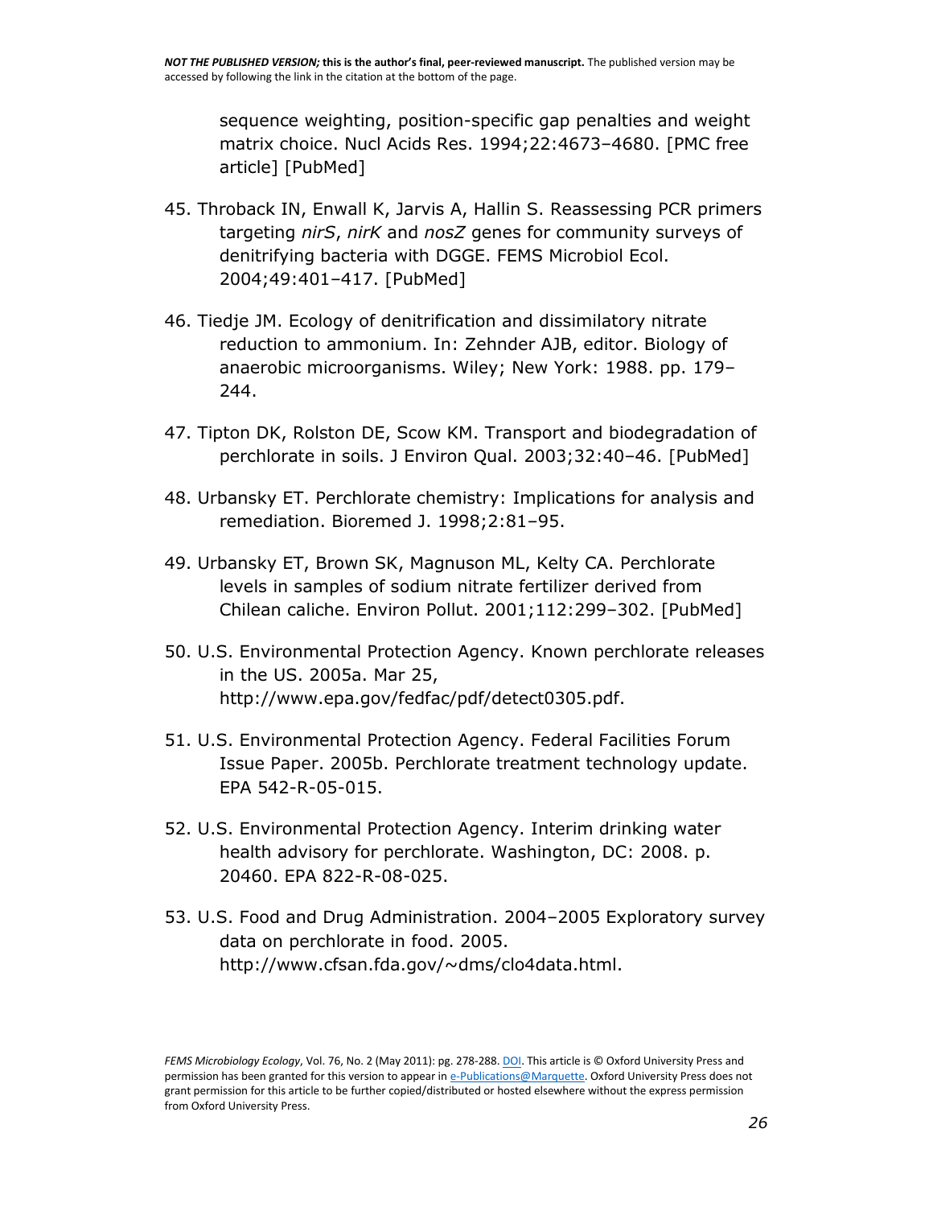sequence weighting, position-specific gap penalties and weight matrix choice. Nucl Acids Res. 1994;22:4673–4680. [PMC free article] [PubMed]

45. Throback IN, Enwall K, Jarvis A, Hallin S. Reassessing PCR primers targeting *nirS*, *nirK* and *nosZ* genes for community surveys of denitrifying bacteria with DGGE. FEMS Microbiol Ecol. 2004;49:401–417. [PubMed]

46. Tiedje JM. Ecology of denitrification and dissimilatory nitrate reduction to ammonium. In: Zehnder AJB, editor. Biology of anaerobic microorganisms. Wiley; New York: 1988. pp. 179–244.

47. Tipton DK, Rolston DE, Scow KM. Transport and biodegradation of perchlorate in soils. J Environ Qual. 2003;32:40–46. [PubMed]

48. Urbansky ET. Perchlorate chemistry: Implications for analysis and remediation. Bioremed J. 1998;2:81–95.

49. Urbansky ET, Brown SK, Magnuson ML, Kelty CA. Perchlorate levels in samples of sodium nitrate fertilizer derived from Chilean caliche. Environ Pollut. 2001;112:299–302. [PubMed]

50. U.S. Environmental Protection Agency. Known perchlorate releases in the US. 2005a. Mar 25, http://www.epa.gov/fedfac/pdf/detect0305.pdf.

51. U.S. Environmental Protection Agency. Federal Facilities Forum Issue Paper. 2005b. Perchlorate treatment technology update. EPA 542-R-05-015.

52. U.S. Environmental Protection Agency. Interim drinking water health advisory for perchlorate. Washington, DC: 2008. p. 20460. EPA 822-R-08-025.

53. U.S. Food and Drug Administration. 2004–2005 Exploratory survey data on perchlorate in food. 2005. http://www.cfsan.fda.gov/~dms/clo4data.html.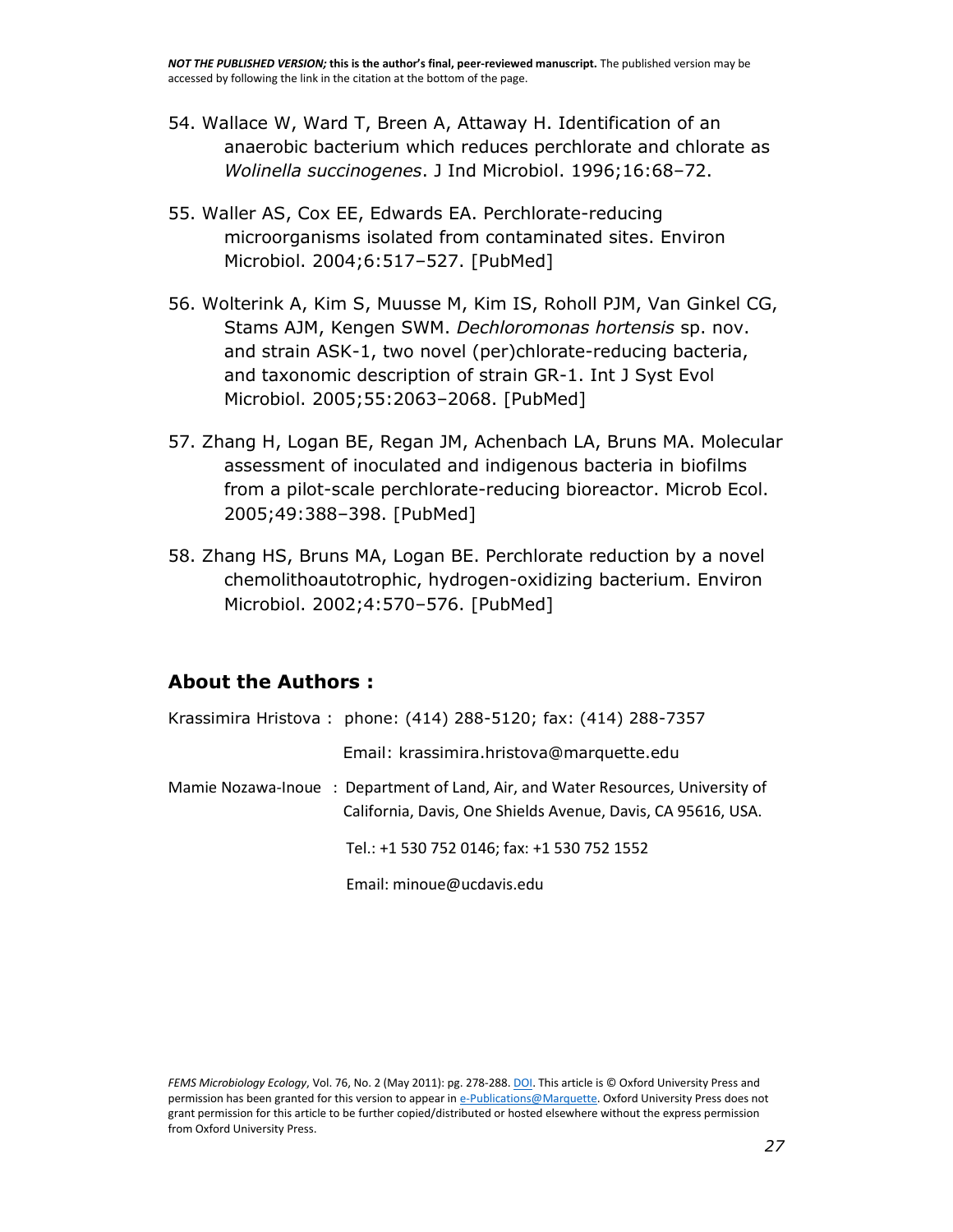54. Wallace W, Ward T, Breen A, Attaway H. Identification of an anaerobic bacterium which reduces perchlorate and chlorate as *Wolinella succinogenes*. J Ind Microbiol. 1996;16:68–72.

55. Waller AS, Cox EE, Edwards EA. Perchlorate-reducing microorganisms isolated from contaminated sites. Environ Microbiol. 2004;6:517–527. [PubMed]

56. Wolterink A, Kim S, Muusse M, Kim IS, Roholl PJM, Van Ginkel CG, Stams AJM, Kengen SWM. *Dechloromonas hortensis* sp. nov. and strain ASK-1, two novel (per)chlorate-reducing bacteria, and taxonomic description of strain GR-1. Int J Syst Evol Microbiol. 2005;55:2063–2068. [PubMed]

57. Zhang H, Logan BE, Regan JM, Achenbach LA, Bruns MA. Molecular assessment of inoculated and indigenous bacteria in biofilms from a pilot-scale perchlorate-reducing bioreactor. Microb Ecol. 2005;49:388–398. [PubMed]

58. Zhang HS, Bruns MA, Logan BE. Perchlorate reduction by a novel chemolithoautotrophic, hydrogen-oxidizing bacterium. Environ Microbiol. 2002;4:570–576. [PubMed]

## About the Authors :

Krassimira Hristova : phone: (414) 288-5120; fax: (414) 288-7357

Email: krassimira.hristova@marquette.edu

Mamie Nozawa-Inoue : Department of Land, Air, and Water Resources, University of California, Davis, One Shields Avenue, Davis, CA 95616, USA.

Tel.: +1 530 752 0146; fax: +1 530 752 1552

Email: minoue@ucdavis.edu